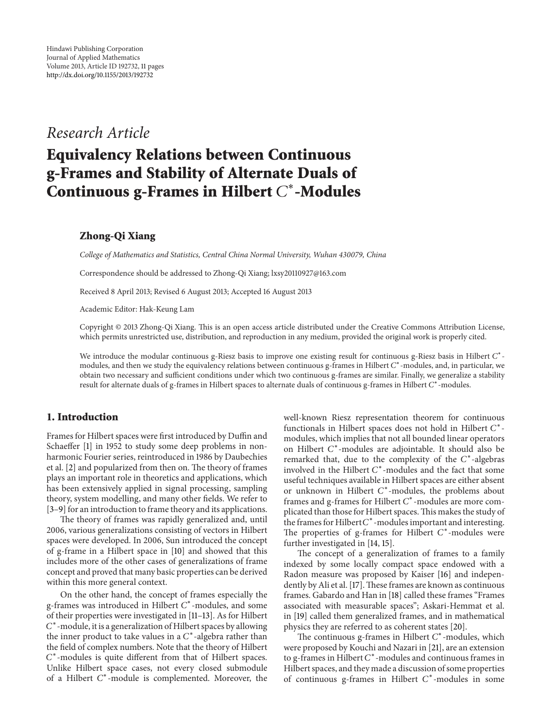Hindawi Publishing Corporation
Journal of Applied Mathematics
Volume 2013, Article ID 192732, 11 pages
http://dx.doi.org/10.1155/2013/192732

*Research Article*

# Equivalency Relations between Continuous g-Frames and Stability of Alternate Duals of Continuous g-Frames in Hilbert $C^*$-Modules

**Zhong-Qi Xiang**

*College of Mathematics and Statistics, Central China Normal University, Wuhan 430079, China*

Correspondence should be addressed to Zhong-Qi Xiang; lxsy20110927@163.com

Received 8 April 2013; Revised 6 August 2013; Accepted 16 August 2013

Academic Editor: Hak-Keung Lam

Copyright © 2013 Zhong-Qi Xiang. This is an open access article distributed under the Creative Commons Attribution License, which permits unrestricted use, distribution, and reproduction in any medium, provided the original work is properly cited.

We introduce the modular continuous g-Riesz basis to improve one existing result for continuous g-Riesz basis in Hilbert $C^*$-modules, and then we study the equivalency relations between continuous g-frames in Hilbert $C^*$-modules, and, in particular, we obtain two necessary and sufficient conditions under which two continuous g-frames are similar. Finally, we generalize a stability result for alternate duals of g-frames in Hilbert spaces to alternate duals of continuous g-frames in Hilbert $C^*$-modules.

## 1. Introduction

Frames for Hilbert spaces were first introduced by Duffin and Schaeffer [1] in 1952 to study some deep problems in nonharmonic Fourier series, reintroduced in 1986 by Daubechies et al. [2] and popularized from then on. The theory of frames plays an important role in theoretics and applications, which has been extensively applied in signal processing, sampling theory, system modelling, and many other fields. We refer to [3–9] for an introduction to frame theory and its applications.

The theory of frames was rapidly generalized and, until 2006, various generalizations consisting of vectors in Hilbert spaces were developed. In 2006, Sun introduced the concept of g-frame in a Hilbert space in [10] and showed that this includes more of the other cases of generalizations of frame concept and proved that many basic properties can be derived within this more general context.

On the other hand, the concept of frames especially the g-frames was introduced in Hilbert $C^*$-modules, and some of their properties were investigated in [11–13]. As for Hilbert $C^*$-module, it is a generalization of Hilbert spaces by allowing the inner product to take values in a $C^*$-algebra rather than the field of complex numbers. Note that the theory of Hilbert $C^*$-modules is quite different from that of Hilbert spaces. Unlike Hilbert space cases, not every closed submodule of a Hilbert $C^*$-module is complemented. Moreover, the well-known Riesz representation theorem for continuous functionals in Hilbert spaces does not hold in Hilbert $C^*$-modules, which implies that not all bounded linear operators on Hilbert $C^*$-modules are adjointable. It should also be remarked that, due to the complexity of the $C^*$-algebras involved in the Hilbert $C^*$-modules and the fact that some useful techniques available in Hilbert spaces are either absent or unknown in Hilbert $C^*$-modules, the problems about frames and g-frames for Hilbert $C^*$-modules are more complicated than those for Hilbert spaces. This makes the study of the frames for Hilbert $C^*$-modules important and interesting. The properties of g-frames for Hilbert $C^*$-modules were further investigated in [14, 15].

The concept of a generalization of frames to a family indexed by some locally compact space endowed with a Radon measure was proposed by Kaiser [16] and independently by Ali et al. [17]. These frames are known as continuous frames. Gabardo and Han in [18] called these frames "Frames associated with measurable spaces"; Askari-Hemmat et al. in [19] called them generalized frames, and in mathematical physics they are referred to as coherent states [20].

The continuous g-frames in Hilbert $C^*$-modules, which were proposed by Kouchi and Nazari in [21], are an extension to g-frames in Hilbert $C^*$-modules and continuous frames in Hilbert spaces, and they made a discussion of some properties of continuous g-frames in Hilbert $C^*$-modules in some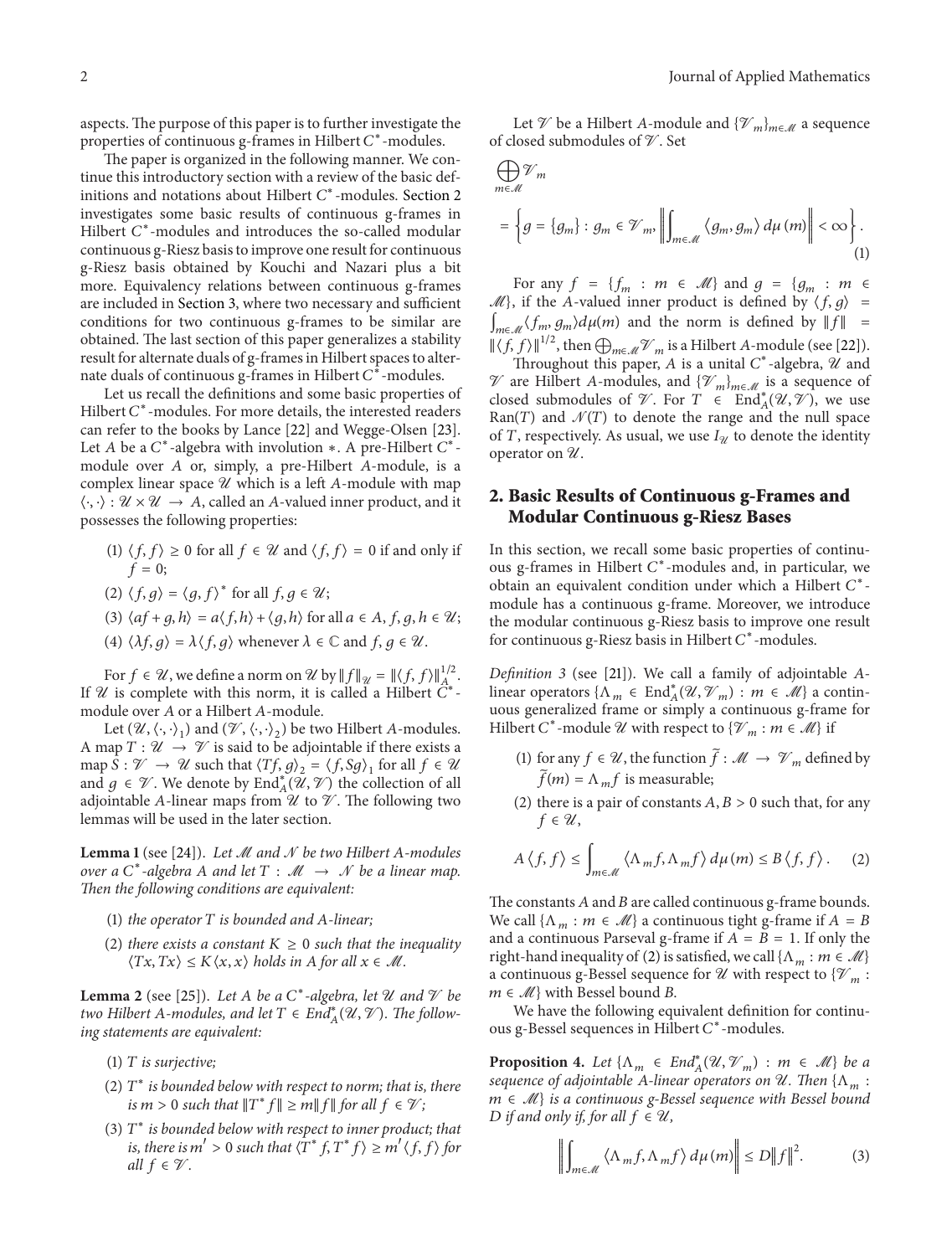aspects. The purpose of this paper is to further investigate the properties of continuous g-frames in Hilbert $C^*$-modules.

The paper is organized in the following manner. We continue this introductory section with a review of the basic definitions and notations about Hilbert $C^*$-modules. Section 2 investigates some basic results of continuous g-frames in Hilbert $C^*$-modules and introduces the so-called modular continuous g-Riesz basis to improve one result for continuous g-Riesz basis obtained by Kouchi and Nazari plus a bit more. Equivalency relations between continuous g-frames are included in Section 3, where two necessary and sufficient conditions for two continuous g-frames to be similar are obtained. The last section of this paper generalizes a stability result for alternate duals of g-frames in Hilbert spaces to alternate duals of continuous g-frames in Hilbert $C^*$-modules.

Let us recall the definitions and some basic properties of Hilbert $C^*$-modules. For more details, the interested readers can refer to the books by Lance [22] and Wegge-Olsen [23]. Let $A$ be a $C^*$-algebra with involution $*$. A pre-Hilbert $C^*$-module over $A$ or, simply, a pre-Hilbert $A$-module, is a complex linear space $\mathscr{U}$ which is a left $A$-module with map $\langle\cdot,\cdot\rangle : \mathscr{U}\times\mathscr{U} \to A$, called an $A$-valued inner product, and it possesses the following properties:

(1) $\langle f, f\rangle \geq 0$ for all $f \in \mathscr{U}$ and $\langle f, f\rangle = 0$ if and only if $f = 0$;

(2) $\langle f, g\rangle = \langle g, f\rangle^*$ for all $f, g \in \mathscr{U}$;

(3) $\langle af + g, h\rangle = a\langle f, h\rangle + \langle g, h\rangle$ for all $a \in A$, $f, g, h \in \mathscr{U}$;

(4) $\langle \lambda f, g\rangle = \lambda\langle f, g\rangle$ whenever $\lambda \in \mathbb{C}$ and $f, g \in \mathscr{U}$.

For $f \in \mathscr{U}$, we define a norm on $\mathscr{U}$ by $\|f\|_{\mathscr{U}} = \|\langle f, f\rangle\|_A^{1/2}$. If $\mathscr{U}$ is complete with this norm, it is called a Hilbert $C^*$-module over $A$ or a Hilbert $A$-module.

Let $(\mathscr{U}, \langle\cdot,\cdot\rangle_1)$ and $(\mathscr{V}, \langle\cdot,\cdot\rangle_2)$ be two Hilbert $A$-modules. A map $T : \mathscr{U} \to \mathscr{V}$ is said to be adjointable if there exists a map $S : \mathscr{V} \to \mathscr{U}$ such that $\langle Tf, g\rangle_2 = \langle f, Sg\rangle_1$ for all $f \in \mathscr{U}$ and $g \in \mathscr{V}$. We denote by $\mathrm{End}_A^*(\mathscr{U}, \mathscr{V})$ the collection of all adjointable $A$-linear maps from $\mathscr{U}$ to $\mathscr{V}$. The following two lemmas will be used in the later section.

**Lemma 1** (see [24]). *Let $\mathscr{M}$ and $\mathscr{N}$ be two Hilbert $A$-modules over a $C^*$-algebra $A$ and let $T : \mathscr{M} \to \mathscr{N}$ be a linear map. Then the following conditions are equivalent:*

*(1) the operator $T$ is bounded and $A$-linear;*

*(2) there exists a constant $K \geq 0$ such that the inequality $\langle Tx, Tx\rangle \leq K\langle x, x\rangle$ holds in $A$ for all $x \in \mathscr{M}$.*

**Lemma 2** (see [25]). *Let $A$ be a $C^*$-algebra, let $\mathscr{U}$ and $\mathscr{V}$ be two Hilbert $A$-modules, and let $T \in \mathrm{End}_A^*(\mathscr{U}, \mathscr{V})$. The following statements are equivalent:*

*(1) $T$ is surjective;*

*(2) $T^*$ is bounded below with respect to norm; that is, there is $m > 0$ such that $\|T^* f\| \geq m\|f\|$ for all $f \in \mathscr{V}$;*

*(3) $T^*$ is bounded below with respect to inner product; that is, there is $m' > 0$ such that $\langle T^* f, T^* f\rangle \geq m'\langle f, f\rangle$ for all $f \in \mathscr{V}$.*

Let $\mathscr{V}$ be a Hilbert $A$-module and $\{\mathscr{V}_m\}_{m\in\mathscr{M}}$ a sequence of closed submodules of $\mathscr{V}$. Set

$$\bigoplus_{m\in\mathscr{M}} \mathscr{V}_m = \left\{ g = \{g_m\} : g_m \in \mathscr{V}_m, \left\| \int_{m\in\mathscr{M}} \langle g_m, g_m\rangle \, d\mu(m) \right\| < \infty \right\}. \tag{1}$$

For any $f = \{f_m : m \in \mathscr{M}\}$ and $g = \{g_m : m \in \mathscr{M}\}$, if the $A$-valued inner product is defined by $\langle f, g\rangle = \int_{m\in\mathscr{M}} \langle f_m, g_m\rangle d\mu(m)$ and the norm is defined by $\|f\| = \|\langle f, f\rangle\|^{1/2}$, then $\bigoplus_{m\in\mathscr{M}} \mathscr{V}_m$ is a Hilbert $A$-module (see [22]).

Throughout this paper, $A$ is a unital $C^*$-algebra, $\mathscr{U}$ and $\mathscr{V}$ are Hilbert $A$-modules, and $\{\mathscr{V}_m\}_{m\in\mathscr{M}}$ is a sequence of closed submodules of $\mathscr{V}$. For $T \in \mathrm{End}_A^*(\mathscr{U}, \mathscr{V})$, we use $\mathrm{Ran}(T)$ and $\mathscr{N}(T)$ to denote the range and the null space of $T$, respectively. As usual, we use $I_{\mathscr{U}}$ to denote the identity operator on $\mathscr{U}$.

## 2. Basic Results of Continuous g-Frames and Modular Continuous g-Riesz Bases

In this section, we recall some basic properties of continuous g-frames in Hilbert $C^*$-modules and, in particular, we obtain an equivalent condition under which a Hilbert $C^*$-module has a continuous g-frame. Moreover, we introduce the modular continuous g-Riesz basis to improve one result for continuous g-Riesz basis in Hilbert $C^*$-modules.

*Definition 3* (see [21]). We call a family of adjointable $A$-linear operators $\{\Lambda_m \in \mathrm{End}_A^*(\mathscr{U}, \mathscr{V}_m) : m \in \mathscr{M}\}$ a continuous generalized frame or simply a continuous g-frame for Hilbert $C^*$-module $\mathscr{U}$ with respect to $\{\mathscr{V}_m : m \in \mathscr{M}\}$ if

(1) for any $f \in \mathscr{U}$, the function $\tilde{f} : \mathscr{M} \to \mathscr{V}_m$ defined by $\tilde{f}(m) = \Lambda_m f$ is measurable;

(2) there is a pair of constants $A, B > 0$ such that, for any $f \in \mathscr{U}$,

$$A\langle f, f\rangle \leq \int_{m\in\mathscr{M}} \langle \Lambda_m f, \Lambda_m f\rangle \, d\mu(m) \leq B\langle f, f\rangle. \tag{2}$$

The constants $A$ and $B$ are called continuous g-frame bounds. We call $\{\Lambda_m : m \in \mathscr{M}\}$ a continuous tight g-frame if $A = B$ and a continuous Parseval g-frame if $A = B = 1$. If only the right-hand inequality of (2) is satisfied, we call $\{\Lambda_m : m \in \mathscr{M}\}$ a continuous g-Bessel sequence for $\mathscr{U}$ with respect to $\{\mathscr{V}_m : m \in \mathscr{M}\}$ with Bessel bound $B$.

We have the following equivalent definition for continuous g-Bessel sequences in Hilbert $C^*$-modules.

**Proposition 4.** *Let $\{\Lambda_m \in \mathrm{End}_A^*(\mathscr{U}, \mathscr{V}_m) : m \in \mathscr{M}\}$ be a sequence of adjointable $A$-linear operators on $\mathscr{U}$. Then $\{\Lambda_m : m \in \mathscr{M}\}$ is a continuous g-Bessel sequence with Bessel bound $D$ if and only if, for all $f \in \mathscr{U}$,*

$$\left\| \int_{m\in\mathscr{M}} \langle \Lambda_m f, \Lambda_m f\rangle \, d\mu(m) \right\| \leq D\|f\|^2. \tag{3}$$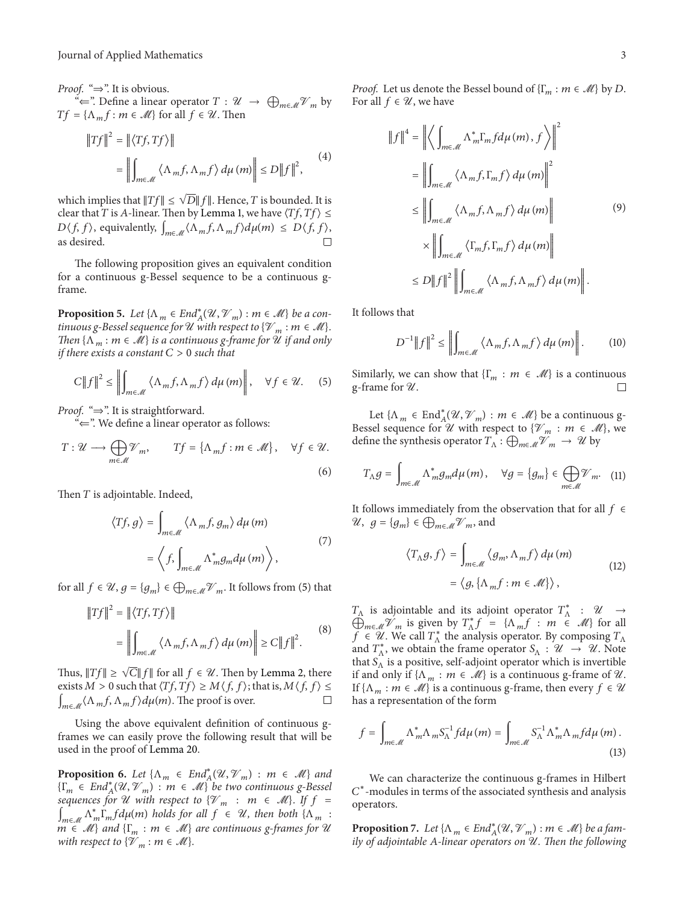*Proof.* "$\Rightarrow$". It is obvious.

"$\Leftarrow$". Define a linear operator $T : \mathscr{U} \rightarrow \bigoplus_{m\in\mathscr{M}} \mathscr{V}_m$ by $Tf = \{\Lambda_m f : m \in \mathscr{M}\}$ for all $f \in \mathscr{U}$. Then

$$\begin{aligned} \|Tf\|^2 &= \|\langle Tf, Tf\rangle\| \\ &= \left\| \int_{m\in\mathscr{M}} \langle \Lambda_m f, \Lambda_m f\rangle \, d\mu(m) \right\| \leq D\|f\|^2, \end{aligned} \tag{4}$$

which implies that $\|Tf\| \leq \sqrt{D}\|f\|$. Hence, $T$ is bounded. It is clear that $T$ is $A$-linear. Then by Lemma 1, we have $\langle Tf, Tf\rangle \leq D\langle f, f\rangle$, equivalently, $\int_{m\in\mathscr{M}} \langle \Lambda_m f, \Lambda_m f\rangle d\mu(m) \leq D\langle f, f\rangle$, as desired. □

The following proposition gives an equivalent condition for a continuous g-Bessel sequence to be a continuous g-frame.

**Proposition 5.** *Let $\{\Lambda_m \in End_A^*(\mathscr{U}, \mathscr{V}_m) : m \in \mathscr{M}\}$ be a continuous g-Bessel sequence for $\mathscr{U}$ with respect to $\{\mathscr{V}_m : m \in \mathscr{M}\}$. Then $\{\Lambda_m : m \in \mathscr{M}\}$ is a continuous g-frame for $\mathscr{U}$ if and only if there exists a constant $C > 0$ such that*

$$C\|f\|^2 \leq \left\| \int_{m\in\mathscr{M}} \langle \Lambda_m f, \Lambda_m f\rangle \, d\mu(m) \right\|, \quad \forall f \in \mathscr{U}. \tag{5}$$

*Proof.* "$\Rightarrow$". It is straightforward.

"$\Leftarrow$". We define a linear operator as follows:

$$T : \mathscr{U} \longrightarrow \bigoplus_{m\in\mathscr{M}} \mathscr{V}_m, \qquad Tf = \{\Lambda_m f : m \in \mathscr{M}\}, \quad \forall f \in \mathscr{U}. \tag{6}$$

Then $T$ is adjointable. Indeed,

$$\begin{aligned} \langle Tf, g\rangle &= \int_{m\in\mathscr{M}} \langle \Lambda_m f, g_m\rangle \, d\mu(m) \\ &= \left\langle f, \int_{m\in\mathscr{M}} \Lambda_m^* g_m d\mu(m) \right\rangle, \end{aligned} \tag{7}$$

for all $f \in \mathscr{U}$, $g = \{g_m\} \in \bigoplus_{m\in\mathscr{M}} \mathscr{V}_m$. It follows from (5) that

$$\begin{aligned} \|Tf\|^2 &= \|\langle Tf, Tf\rangle\| \\ &= \left\| \int_{m\in\mathscr{M}} \langle \Lambda_m f, \Lambda_m f\rangle \, d\mu(m) \right\| \geq C\|f\|^2. \end{aligned} \tag{8}$$

Thus, $\|Tf\| \geq \sqrt{C}\|f\|$ for all $f \in \mathscr{U}$. Then by Lemma 2, there exists $M > 0$ such that $\langle Tf, Tf\rangle \geq M\langle f, f\rangle$; that is, $M\langle f, f\rangle \leq \int_{m\in\mathscr{M}} \langle \Lambda_m f, \Lambda_m f\rangle d\mu(m)$. The proof is over. □

Using the above equivalent definition of continuous g-frames we can easily prove the following result that will be used in the proof of Lemma 20.

**Proposition 6.** *Let $\{\Lambda_m \in End_A^*(\mathscr{U}, \mathscr{V}_m) : m \in \mathscr{M}\}$ and $\{\Gamma_m \in End_A^*(\mathscr{U}, \mathscr{V}_m) : m \in \mathscr{M}\}$ be two continuous g-Bessel sequences for $\mathscr{U}$ with respect to $\{\mathscr{V}_m : m \in \mathscr{M}\}$. If $f = \int_{m\in\mathscr{M}} \Lambda_m^* \Gamma_m f d\mu(m)$ holds for all $f \in \mathscr{U}$, then both $\{\Lambda_m : m \in \mathscr{M}\}$ and $\{\Gamma_m : m \in \mathscr{M}\}$ are continuous g-frames for $\mathscr{U}$ with respect to $\{\mathscr{V}_m : m \in \mathscr{M}\}$.*

*Proof.* Let us denote the Bessel bound of $\{\Gamma_m : m \in \mathscr{M}\}$ by $D$. For all $f \in \mathscr{U}$, we have

$$\begin{aligned} \|f\|^4 &= \left\| \left\langle \int_{m\in\mathscr{M}} \Lambda_m^* \Gamma_m f d\mu(m), f \right\rangle \right\|^2 \\ &= \left\| \int_{m\in\mathscr{M}} \langle \Lambda_m f, \Gamma_m f\rangle \, d\mu(m) \right\|^2 \\ &\leq \left\| \int_{m\in\mathscr{M}} \langle \Lambda_m f, \Lambda_m f\rangle \, d\mu(m) \right\| \\ &\quad \times \left\| \int_{m\in\mathscr{M}} \langle \Gamma_m f, \Gamma_m f\rangle \, d\mu(m) \right\| \\ &\leq D\|f\|^2 \left\| \int_{m\in\mathscr{M}} \langle \Lambda_m f, \Lambda_m f\rangle \, d\mu(m) \right\|. \end{aligned} \tag{9}$$

It follows that

$$D^{-1}\|f\|^2 \leq \left\| \int_{m\in\mathscr{M}} \langle \Lambda_m f, \Lambda_m f\rangle \, d\mu(m) \right\|. \tag{10}$$

Similarly, we can show that $\{\Gamma_m : m \in \mathscr{M}\}$ is a continuous g-frame for $\mathscr{U}$. □

Let $\{\Lambda_m \in \mathrm{End}_A^*(\mathscr{U}, \mathscr{V}_m) : m \in \mathscr{M}\}$ be a continuous g-Bessel sequence for $\mathscr{U}$ with respect to $\{\mathscr{V}_m : m \in \mathscr{M}\}$, we define the synthesis operator $T_\Lambda : \bigoplus_{m\in\mathscr{M}} \mathscr{V}_m \rightarrow \mathscr{U}$ by

$$T_\Lambda g = \int_{m\in\mathscr{M}} \Lambda_m^* g_m d\mu(m), \quad \forall g = \{g_m\} \in \bigoplus_{m\in\mathscr{M}} \mathscr{V}_m. \tag{11}$$

It follows immediately from the observation that for all $f \in \mathscr{U}$, $g = \{g_m\} \in \bigoplus_{m\in\mathscr{M}} \mathscr{V}_m$, and

$$\begin{aligned} \langle T_\Lambda g, f\rangle &= \int_{m\in\mathscr{M}} \langle g_m, \Lambda_m f\rangle \, d\mu(m) \\ &= \langle g, \{\Lambda_m f : m \in \mathscr{M}\}\rangle, \end{aligned} \tag{12}$$

$T_\Lambda$ is adjointable and its adjoint operator $T_\Lambda^* : \mathscr{U} \rightarrow \bigoplus_{m\in\mathscr{M}} \mathscr{V}_m$ is given by $T_\Lambda^* f = \{\Lambda_m f : m \in \mathscr{M}\}$ for all $f \in \mathscr{U}$. We call $T_\Lambda^*$ the analysis operator. By composing $T_\Lambda$ and $T_\Lambda^*$, we obtain the frame operator $S_\Lambda : \mathscr{U} \rightarrow \mathscr{U}$. Note that $S_\Lambda$ is a positive, self-adjoint operator which is invertible if and only if $\{\Lambda_m : m \in \mathscr{M}\}$ is a continuous g-frame of $\mathscr{U}$. If $\{\Lambda_m : m \in \mathscr{M}\}$ is a continuous g-frame, then every $f \in \mathscr{U}$ has a representation of the form

$$f = \int_{m\in\mathscr{M}} \Lambda_m^* \Lambda_m S_\Lambda^{-1} f d\mu(m) = \int_{m\in\mathscr{M}} S_\Lambda^{-1} \Lambda_m^* \Lambda_m f d\mu(m). \tag{13}$$

We can characterize the continuous g-frames in Hilbert $C^*$-modules in terms of the associated synthesis and analysis operators.

**Proposition 7.** *Let $\{\Lambda_m \in End_A^*(\mathscr{U}, \mathscr{V}_m) : m \in \mathscr{M}\}$ be a family of adjointable A-linear operators on $\mathscr{U}$. Then the following*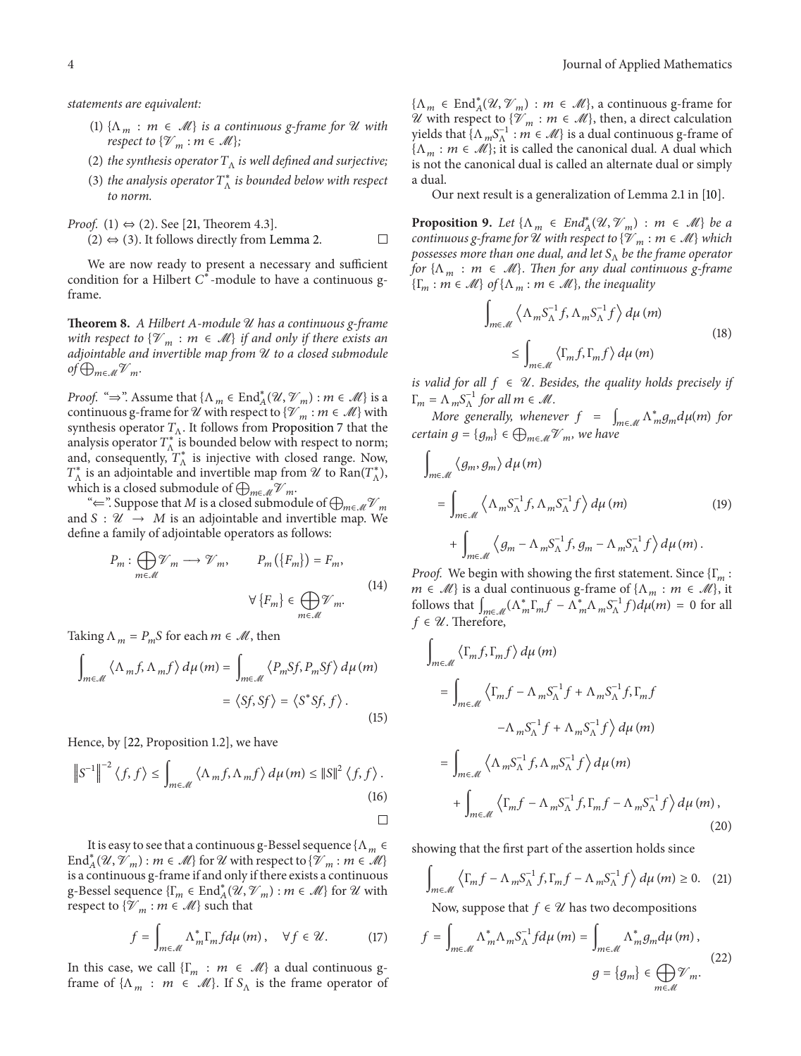*statements are equivalent:*

(1) $\{\Lambda_m : m \in \mathcal{M}\}$ *is a continuous g-frame for* $\mathcal{U}$ *with respect to* $\{\mathcal{V}_m : m \in \mathcal{M}\}$*;*

(2) *the synthesis operator* $T_\Lambda$ *is well defined and surjective;*

(3) *the analysis operator* $T_\Lambda^*$ *is bounded below with respect to norm.*

*Proof.* (1) $\Leftrightarrow$ (2). See [21, Theorem 4.3].

(2) $\Leftrightarrow$ (3). It follows directly from Lemma 2. □

We are now ready to present a necessary and sufficient condition for a Hilbert $C^*$-module to have a continuous g-frame.

**Theorem 8.** *A Hilbert A-module* $\mathcal{U}$ *has a continuous g-frame with respect to* $\{\mathcal{V}_m : m \in \mathcal{M}\}$ *if and only if there exists an adjointable and invertible map from* $\mathcal{U}$ *to a closed submodule of* $\bigoplus_{m\in\mathcal{M}}\mathcal{V}_m$*.*

*Proof.* "$\Rightarrow$". Assume that $\{\Lambda_m \in \mathrm{End}_A^*(\mathcal{U}, \mathcal{V}_m) : m \in \mathcal{M}\}$ is a continuous g-frame for $\mathcal{U}$ with respect to $\{\mathcal{V}_m : m \in \mathcal{M}\}$ with synthesis operator $T_\Lambda$. It follows from Proposition 7 that the analysis operator $T_\Lambda^*$ is bounded below with respect to norm; and, consequently, $T_\Lambda^*$ is injective with closed range. Now, $T_\Lambda^*$ is an adjointable and invertible map from $\mathcal{U}$ to $\mathrm{Ran}(T_\Lambda^*)$, which is a closed submodule of $\bigoplus_{m\in\mathcal{M}}\mathcal{V}_m$.

"$\Leftarrow$". Suppose that $M$ is a closed submodule of $\bigoplus_{m\in\mathcal{M}}\mathcal{V}_m$ and $S : \mathcal{U} \to M$ is an adjointable and invertible map. We define a family of adjointable operators as follows:

$$P_m : \bigoplus_{m\in\mathcal{M}}\mathcal{V}_m \longrightarrow \mathcal{V}_m, \qquad P_m(\{F_m\}) = F_m, \qquad \forall \{F_m\} \in \bigoplus_{m\in\mathcal{M}}\mathcal{V}_m. \tag{14}$$

Taking $\Lambda_m = P_m S$ for each $m \in \mathcal{M}$, then

$$\int_{m\in\mathcal{M}} \langle \Lambda_m f, \Lambda_m f\rangle d\mu(m) = \int_{m\in\mathcal{M}} \langle P_m Sf, P_m Sf\rangle d\mu(m) = \langle Sf, Sf\rangle = \langle S^*Sf, f\rangle. \tag{15}$$

Hence, by [22, Proposition 1.2], we have

$$\left\|S^{-1}\right\|^{-2}\langle f, f\rangle \le \int_{m\in\mathcal{M}} \langle \Lambda_m f, \Lambda_m f\rangle d\mu(m) \le \|S\|^2 \langle f, f\rangle. \tag{16}$$

□

It is easy to see that a continuous g-Bessel sequence $\{\Lambda_m \in \mathrm{End}_A^*(\mathcal{U}, \mathcal{V}_m) : m \in \mathcal{M}\}$ for $\mathcal{U}$ with respect to $\{\mathcal{V}_m : m \in \mathcal{M}\}$ is a continuous g-frame if and only if there exists a continuous g-Bessel sequence $\{\Gamma_m \in \mathrm{End}_A^*(\mathcal{U}, \mathcal{V}_m) : m \in \mathcal{M}\}$ for $\mathcal{U}$ with respect to $\{\mathcal{V}_m : m \in \mathcal{M}\}$ such that

$$f = \int_{m\in\mathcal{M}} \Lambda_m^* \Gamma_m f d\mu(m), \quad \forall f \in \mathcal{U}. \tag{17}$$

In this case, we call $\{\Gamma_m : m \in \mathcal{M}\}$ a dual continuous g-frame of $\{\Lambda_m : m \in \mathcal{M}\}$. If $S_\Lambda$ is the frame operator of $\{\Lambda_m \in \mathrm{End}_A^*(\mathcal{U}, \mathcal{V}_m) : m \in \mathcal{M}\}$, a continuous g-frame for $\mathcal{U}$ with respect to $\{\mathcal{V}_m : m \in \mathcal{M}\}$, then, a direct calculation yields that $\{\Lambda_m S_\Lambda^{-1} : m \in \mathcal{M}\}$ is a dual continuous g-frame of $\{\Lambda_m : m \in \mathcal{M}\}$; it is called the canonical dual. A dual which is not the canonical dual is called an alternate dual or simply a dual.

Our next result is a generalization of Lemma 2.1 in [10].

**Proposition 9.** *Let* $\{\Lambda_m \in End_A^*(\mathcal{U}, \mathcal{V}_m) : m \in \mathcal{M}\}$ *be a continuous g-frame for* $\mathcal{U}$ *with respect to* $\{\mathcal{V}_m : m \in \mathcal{M}\}$ *which possesses more than one dual, and let* $S_\Lambda$ *be the frame operator for* $\{\Lambda_m : m \in \mathcal{M}\}$*. Then for any dual continuous g-frame* $\{\Gamma_m : m \in \mathcal{M}\}$ *of* $\{\Lambda_m : m \in \mathcal{M}\}$*, the inequality*

$$\int_{m\in\mathcal{M}} \left\langle \Lambda_m S_\Lambda^{-1} f, \Lambda_m S_\Lambda^{-1} f\right\rangle d\mu(m) \le \int_{m\in\mathcal{M}} \left\langle \Gamma_m f, \Gamma_m f\right\rangle d\mu(m) \tag{18}$$

*is valid for all* $f \in \mathcal{U}$*. Besides, the quality holds precisely if* $\Gamma_m = \Lambda_m S_\Lambda^{-1}$ *for all* $m \in \mathcal{M}$*.*

*More generally, whenever* $f = \int_{m\in\mathcal{M}} \Lambda_m^* g_m d\mu(m)$ *for certain* $g = \{g_m\} \in \bigoplus_{m\in\mathcal{M}}\mathcal{V}_m$*, we have*

$$\begin{aligned}\int_{m\in\mathcal{M}} \langle g_m, g_m\rangle d\mu(m) &= \int_{m\in\mathcal{M}} \left\langle \Lambda_m S_\Lambda^{-1} f, \Lambda_m S_\Lambda^{-1} f\right\rangle d\mu(m) \\ &\quad + \int_{m\in\mathcal{M}} \left\langle g_m - \Lambda_m S_\Lambda^{-1} f, g_m - \Lambda_m S_\Lambda^{-1} f\right\rangle d\mu(m).\end{aligned} \tag{19}$$

*Proof.* We begin with showing the first statement. Since $\{\Gamma_m : m \in \mathcal{M}\}$ is a dual continuous g-frame of $\{\Lambda_m : m \in \mathcal{M}\}$, it follows that $\int_{m\in\mathcal{M}}(\Lambda_m^*\Gamma_m f - \Lambda_m^*\Lambda_m S_\Lambda^{-1} f) d\mu(m) = 0$ for all $f \in \mathcal{U}$. Therefore,

$$\begin{aligned}\int_{m\in\mathcal{M}} \langle \Gamma_m f, \Gamma_m f\rangle d\mu(m) &= \int_{m\in\mathcal{M}} \Big\langle \Gamma_m f - \Lambda_m S_\Lambda^{-1} f + \Lambda_m S_\Lambda^{-1} f, \Gamma_m f - \Lambda_m S_\Lambda^{-1} f + \Lambda_m S_\Lambda^{-1} f\Big\rangle d\mu(m) \\ &= \int_{m\in\mathcal{M}} \left\langle \Lambda_m S_\Lambda^{-1} f, \Lambda_m S_\Lambda^{-1} f\right\rangle d\mu(m) \\ &\quad + \int_{m\in\mathcal{M}} \left\langle \Gamma_m f - \Lambda_m S_\Lambda^{-1} f, \Gamma_m f - \Lambda_m S_\Lambda^{-1} f\right\rangle d\mu(m),\end{aligned} \tag{20}$$

showing that the first part of the assertion holds since

$$\int_{m\in\mathcal{M}} \left\langle \Gamma_m f - \Lambda_m S_\Lambda^{-1} f, \Gamma_m f - \Lambda_m S_\Lambda^{-1} f\right\rangle d\mu(m) \ge 0. \tag{21}$$

Now, suppose that $f \in \mathcal{U}$ has two decompositions

$$f = \int_{m\in\mathcal{M}} \Lambda_m^* \Lambda_m S_\Lambda^{-1} f d\mu(m) = \int_{m\in\mathcal{M}} \Lambda_m^* g_m d\mu(m), \qquad g = \{g_m\} \in \bigoplus_{m\in\mathcal{M}}\mathcal{V}_m. \tag{22}$$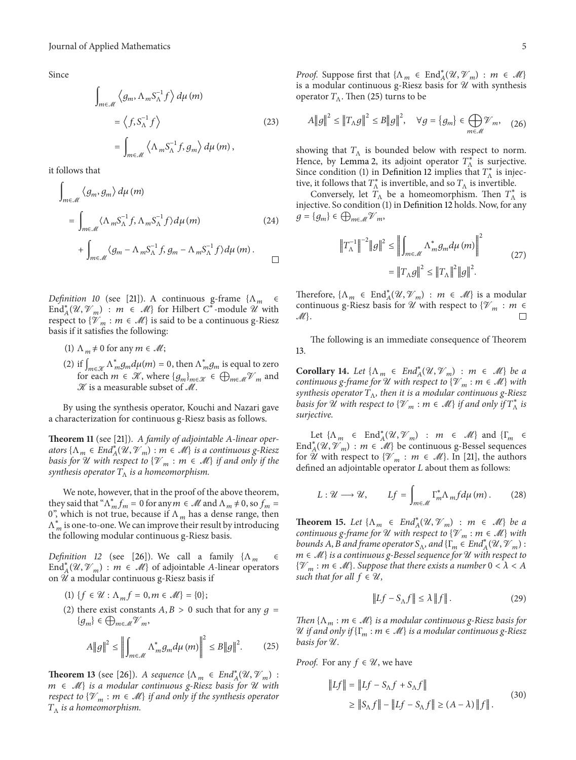Since

$$\begin{aligned}\int_{m\in\mathscr{M}} \left\langle g_m, \Lambda_m S_\Lambda^{-1} f \right\rangle d\mu(m) &= \left\langle f, S_\Lambda^{-1} f \right\rangle \\ &= \int_{m\in\mathscr{M}} \left\langle \Lambda_m S_\Lambda^{-1} f, g_m \right\rangle d\mu(m),\end{aligned} \tag{23}$$

it follows that

$$\begin{aligned}\int_{m\in\mathscr{M}} \langle g_m, g_m \rangle d\mu(m) &= \int_{m\in\mathscr{M}} \langle \Lambda_m S_\Lambda^{-1} f, \Lambda_m S_\Lambda^{-1} f \rangle d\mu(m) \\ &\quad + \int_{m\in\mathscr{M}} \langle g_m - \Lambda_m S_\Lambda^{-1} f, g_m - \Lambda_m S_\Lambda^{-1} f \rangle d\mu(m).\end{aligned} \tag{24}$$

□

*Definition 10* (see [21]). A continuous g-frame $\{\Lambda_m \in \mathrm{End}_A^*(\mathscr{U}, \mathscr{V}_m) : m \in \mathscr{M}\}$ for Hilbert $C^*$-module $\mathscr{U}$ with respect to $\{\mathscr{V}_m : m \in \mathscr{M}\}$ is said to be a continuous g-Riesz basis if it satisfies the following:

(1) $\Lambda_m \neq 0$ for any $m \in \mathscr{M}$;

(2) if $\int_{m\in\mathscr{K}} \Lambda_m^* g_m d\mu(m) = 0$, then $\Lambda_m^* g_m$ is equal to zero for each $m \in \mathscr{K}$, where $\{g_m\}_{m\in\mathscr{K}} \in \bigoplus_{m\in\mathscr{M}} \mathscr{V}_m$ and $\mathscr{K}$ is a measurable subset of $\mathscr{M}$.

By using the synthesis operator, Kouchi and Nazari gave a characterization for continuous g-Riesz basis as follows.

**Theorem 11** (see [21]). *A family of adjointable A-linear operators $\{\Lambda_m \in End_A^*(\mathscr{U}, \mathscr{V}_m) : m \in \mathscr{M}\}$ is a continuous g-Riesz basis for $\mathscr{U}$ with respect to $\{\mathscr{V}_m : m \in \mathscr{M}\}$ if and only if the synthesis operator $T_\Lambda$ is a homeomorphism.*

We note, however, that in the proof of the above theorem, they said that "$\Lambda_m^* f_m = 0$ for any $m \in \mathscr{M}$ and $\Lambda_m \neq 0$, so $f_m = 0$", which is not true, because if $\Lambda_m$ has a dense range, then $\Lambda_m^*$ is one-to-one. We can improve their result by introducing the following modular continuous g-Riesz basis.

*Definition 12* (see [26]). We call a family $\{\Lambda_m \in \mathrm{End}_A^*(\mathscr{U}, \mathscr{V}_m) : m \in \mathscr{M}\}$ of adjointable $A$-linear operators on $\mathscr{U}$ a modular continuous g-Riesz basis if

(1) $\{f \in \mathscr{U} : \Lambda_m f = 0, m \in \mathscr{M}\} = \{0\}$;

(2) there exist constants $A, B > 0$ such that for any $g = \{g_m\} \in \bigoplus_{m\in\mathscr{M}} \mathscr{V}_m$,

$$A\|g\|^2 \leq \left\| \int_{m\in\mathscr{M}} \Lambda_m^* g_m d\mu(m) \right\|^2 \leq B\|g\|^2. \tag{25}$$

**Theorem 13** (see [26]). *A sequence $\{\Lambda_m \in End_A^*(\mathscr{U}, \mathscr{V}_m) : m \in \mathscr{M}\}$ is a modular continuous g-Riesz basis for $\mathscr{U}$ with respect to $\{\mathscr{V}_m : m \in \mathscr{M}\}$ if and only if the synthesis operator $T_\Lambda$ is a homeomorphism.*

*Proof.* Suppose first that $\{\Lambda_m \in \mathrm{End}_A^*(\mathscr{U}, \mathscr{V}_m) : m \in \mathscr{M}\}$ is a modular continuous g-Riesz basis for $\mathscr{U}$ with synthesis operator $T_\Lambda$. Then (25) turns to be

$$A\|g\|^2 \leq \|T_\Lambda g\|^2 \leq B\|g\|^2, \quad \forall g = \{g_m\} \in \bigoplus_{m\in\mathscr{M}} \mathscr{V}_m, \tag{26}$$

showing that $T_\Lambda$ is bounded below with respect to norm. Hence, by Lemma 2, its adjoint operator $T_\Lambda^*$ is surjective. Since condition (1) in Definition 12 implies that $T_\Lambda^*$ is injective, it follows that $T_\Lambda^*$ is invertible, and so $T_\Lambda$ is invertible.

Conversely, let $T_\Lambda$ be a homeomorphism. Then $T_\Lambda^*$ is injective. So condition (1) in Definition 12 holds. Now, for any $g = \{g_m\} \in \bigoplus_{m\in\mathscr{M}} \mathscr{V}_m$,

$$\begin{aligned}\left\|T_\Lambda^{-1}\right\|^{-2} \|g\|^2 &\leq \left\| \int_{m\in\mathscr{M}} \Lambda_m^* g_m d\mu(m) \right\|^2 \\ &= \|T_\Lambda g\|^2 \leq \|T_\Lambda\|^2 \|g\|^2.\end{aligned} \tag{27}$$

Therefore, $\{\Lambda_m \in \mathrm{End}_A^*(\mathscr{U}, \mathscr{V}_m) : m \in \mathscr{M}\}$ is a modular continuous g-Riesz basis for $\mathscr{U}$ with respect to $\{\mathscr{V}_m : m \in \mathscr{M}\}$. □

The following is an immediate consequence of Theorem 13.

**Corollary 14.** *Let $\{\Lambda_m \in End_A^*(\mathscr{U}, \mathscr{V}_m) : m \in \mathscr{M}\}$ be a continuous g-frame for $\mathscr{U}$ with respect to $\{\mathscr{V}_m : m \in \mathscr{M}\}$ with synthesis operator $T_\Lambda$, then it is a modular continuous g-Riesz basis for $\mathscr{U}$ with respect to $\{\mathscr{V}_m : m \in \mathscr{M}\}$ if and only if $T_\Lambda^*$ is surjective.*

Let $\{\Lambda_m \in \mathrm{End}_A^*(\mathscr{U}, \mathscr{V}_m) : m \in \mathscr{M}\}$ and $\{\Gamma_m \in \mathrm{End}_A^*(\mathscr{U}, \mathscr{V}_m) : m \in \mathscr{M}\}$ be continuous g-Bessel sequences for $\mathscr{U}$ with respect to $\{\mathscr{V}_m : m \in \mathscr{M}\}$. In [21], the authors defined an adjointable operator $L$ about them as follows:

$$L : \mathscr{U} \longrightarrow \mathscr{U}, \qquad Lf = \int_{m\in\mathscr{M}} \Gamma_m^* \Lambda_m f d\mu(m). \tag{28}$$

**Theorem 15.** *Let $\{\Lambda_m \in End_A^*(\mathscr{U}, \mathscr{V}_m) : m \in \mathscr{M}\}$ be a continuous g-frame for $\mathscr{U}$ with respect to $\{\mathscr{V}_m : m \in \mathscr{M}\}$ with bounds $A, B$ and frame operator $S_\Lambda$, and $\{\Gamma_m \in End_A^*(\mathscr{U}, \mathscr{V}_m) : m \in \mathscr{M}\}$ is a continuous g-Bessel sequence for $\mathscr{U}$ with respect to $\{\mathscr{V}_m : m \in \mathscr{M}\}$. Suppose that there exists a number $0 < \lambda < A$ such that for all $f \in \mathscr{U}$,*

$$\|Lf - S_\Lambda f\| \leq \lambda \|f\|. \tag{29}$$

*Then $\{\Lambda_m : m \in \mathscr{M}\}$ is a modular continuous g-Riesz basis for $\mathscr{U}$ if and only if $\{\Gamma_m : m \in \mathscr{M}\}$ is a modular continuous g-Riesz basis for $\mathscr{U}$.*

*Proof.* For any $f \in \mathscr{U}$, we have

$$\begin{aligned}\|Lf\| &= \|Lf - S_\Lambda f + S_\Lambda f\| \\ &\geq \|S_\Lambda f\| - \|Lf - S_\Lambda f\| \geq (A - \lambda)\|f\|.\end{aligned} \tag{30}$$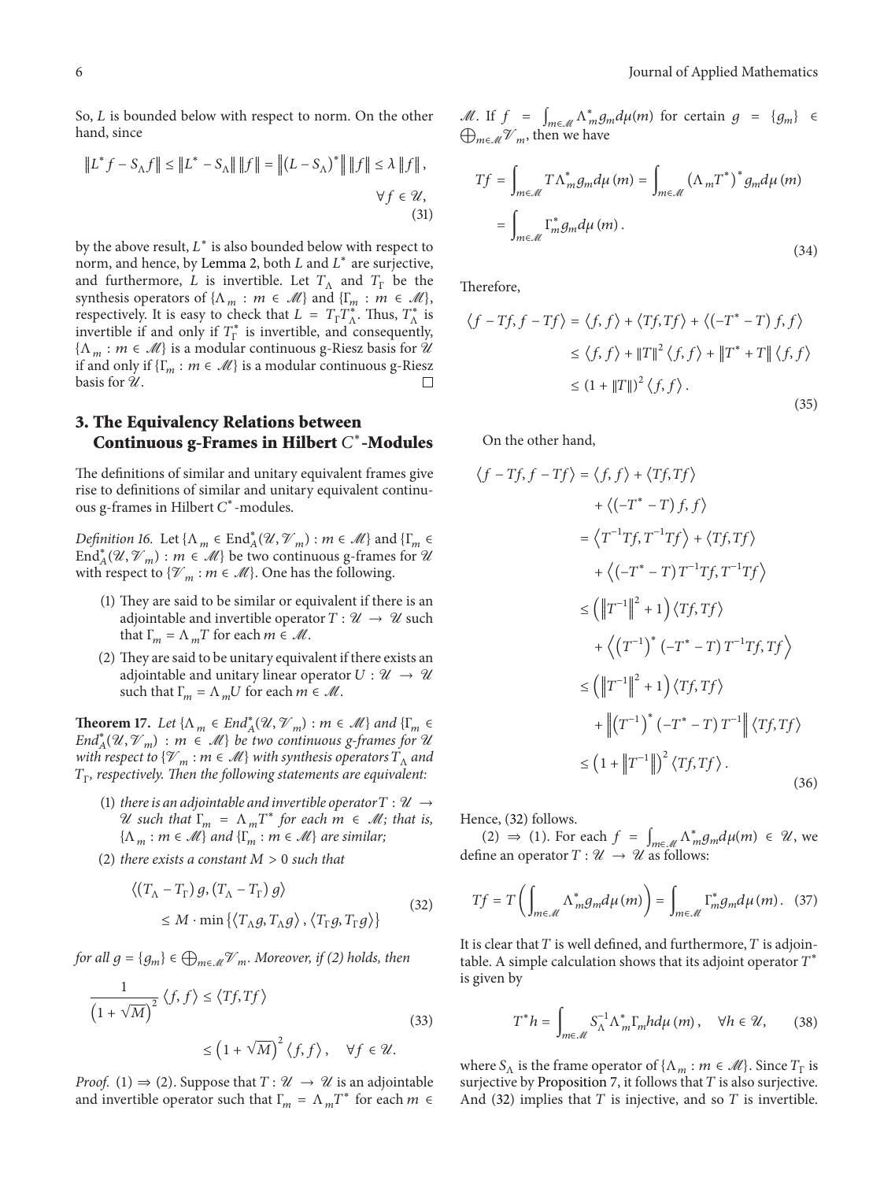So, $L$ is bounded below with respect to norm. On the other hand, since

$$\|L^* f - S_\Lambda f\| \le \|L^* - S_\Lambda\| \|f\| = \|(L - S_\Lambda)^*\| \|f\| \le \lambda \|f\|, \quad \forall f \in \mathcal{U}, \tag{31}$$

by the above result, $L^*$ is also bounded below with respect to norm, and hence, by Lemma 2, both $L$ and $L^*$ are surjective, and furthermore, $L$ is invertible. Let $T_\Lambda$ and $T_\Gamma$ be the synthesis operators of $\{\Lambda_m : m \in \mathcal{M}\}$ and $\{\Gamma_m : m \in \mathcal{M}\}$, respectively. It is easy to check that $L = T_\Gamma T_\Lambda^*$. Thus, $T_\Lambda^*$ is invertible if and only if $T_\Gamma^*$ is invertible, and consequently, $\{\Lambda_m : m \in \mathcal{M}\}$ is a modular continuous g-Riesz basis for $\mathcal{U}$ if and only if $\{\Gamma_m : m \in \mathcal{M}\}$ is a modular continuous g-Riesz basis for $\mathcal{U}$. □

## 3. The Equivalency Relations between Continuous g-Frames in Hilbert $C^*$-Modules

The definitions of similar and unitary equivalent frames give rise to definitions of similar and unitary equivalent continuous g-frames in Hilbert $C^*$-modules.

*Definition 16.* Let $\{\Lambda_m \in \text{End}_A^*(\mathcal{U}, \mathcal{V}_m) : m \in \mathcal{M}\}$ and $\{\Gamma_m \in \text{End}_A^*(\mathcal{U}, \mathcal{V}_m) : m \in \mathcal{M}\}$ be two continuous g-frames for $\mathcal{U}$ with respect to $\{\mathcal{V}_m : m \in \mathcal{M}\}$. One has the following.

(1) They are said to be similar or equivalent if there is an adjointable and invertible operator $T : \mathcal{U} \to \mathcal{U}$ such that $\Gamma_m = \Lambda_m T$ for each $m \in \mathcal{M}$.

(2) They are said to be unitary equivalent if there exists an adjointable and unitary linear operator $U : \mathcal{U} \to \mathcal{U}$ such that $\Gamma_m = \Lambda_m U$ for each $m \in \mathcal{M}$.

**Theorem 17.** *Let $\{\Lambda_m \in End_A^*(\mathcal{U}, \mathcal{V}_m) : m \in \mathcal{M}\}$ and $\{\Gamma_m \in End_A^*(\mathcal{U}, \mathcal{V}_m) : m \in \mathcal{M}\}$ be two continuous g-frames for $\mathcal{U}$ with respect to $\{\mathcal{V}_m : m \in \mathcal{M}\}$ with synthesis operators $T_\Lambda$ and $T_\Gamma$, respectively. Then the following statements are equivalent:*

(1) *there is an adjointable and invertible operator $T : \mathcal{U} \to \mathcal{U}$ such that $\Gamma_m = \Lambda_m T^*$ for each $m \in \mathcal{M}$; that is, $\{\Lambda_m : m \in \mathcal{M}\}$ and $\{\Gamma_m : m \in \mathcal{M}\}$ are similar;*

(2) *there exists a constant $M > 0$ such that*

$$\langle (T_\Lambda - T_\Gamma) g, (T_\Lambda - T_\Gamma) g \rangle \le M \cdot \min \{\langle T_\Lambda g, T_\Lambda g \rangle, \langle T_\Gamma g, T_\Gamma g \rangle\} \tag{32}$$

*for all $g = \{g_m\} \in \bigoplus_{m \in \mathcal{M}} \mathcal{V}_m$. Moreover, if (2) holds, then*

$$\frac{1}{(1 + \sqrt{M})^2} \langle f, f \rangle \le \langle Tf, Tf \rangle \le (1 + \sqrt{M})^2 \langle f, f \rangle, \quad \forall f \in \mathcal{U}. \tag{33}$$

*Proof.* (1) ⇒ (2). Suppose that $T : \mathcal{U} \to \mathcal{U}$ is an adjointable and invertible operator such that $\Gamma_m = \Lambda_m T^*$ for each $m \in \mathcal{M}$. If $f = \int_{m \in \mathcal{M}} \Lambda_m^* g_m d\mu(m)$ for certain $g = \{g_m\} \in \bigoplus_{m \in \mathcal{M}} \mathcal{V}_m$, then we have

$$\begin{aligned} Tf &= \int_{m \in \mathcal{M}} T \Lambda_m^* g_m d\mu(m) = \int_{m \in \mathcal{M}} (\Lambda_m T^*)^* g_m d\mu(m) \\ &= \int_{m \in \mathcal{M}} \Gamma_m^* g_m d\mu(m). \end{aligned} \tag{34}$$

Therefore,

$$\begin{aligned} \langle f - Tf, f - Tf \rangle &= \langle f, f \rangle + \langle Tf, Tf \rangle + \langle (-T^* - T) f, f \rangle \\ &\le \langle f, f \rangle + \|T\|^2 \langle f, f \rangle + \|T^* + T\| \langle f, f \rangle \\ &\le (1 + \|T\|)^2 \langle f, f \rangle. \end{aligned} \tag{35}$$

On the other hand,

$$\begin{aligned} \langle f - Tf, f - Tf \rangle &= \langle f, f \rangle + \langle Tf, Tf \rangle + \langle (-T^* - T) f, f \rangle \\ &= \langle T^{-1} Tf, T^{-1} Tf \rangle + \langle Tf, Tf \rangle + \langle (-T^* - T) T^{-1} Tf, T^{-1} Tf \rangle \\ &\le \left(\|T^{-1}\|^2 + 1\right) \langle Tf, Tf \rangle + \left\langle (T^{-1})^* (-T^* - T) T^{-1} Tf, Tf \right\rangle \\ &\le \left(\|T^{-1}\|^2 + 1\right) \langle Tf, Tf \rangle + \left\|(T^{-1})^* (-T^* - T) T^{-1}\right\| \langle Tf, Tf \rangle \\ &\le \left(1 + \|T^{-1}\|\right)^2 \langle Tf, Tf \rangle. \end{aligned} \tag{36}$$

Hence, (32) follows.

(2) ⇒ (1). For each $f = \int_{m \in \mathcal{M}} \Lambda_m^* g_m d\mu(m) \in \mathcal{U}$, we define an operator $T : \mathcal{U} \to \mathcal{U}$ as follows:

$$Tf = T\left(\int_{m \in \mathcal{M}} \Lambda_m^* g_m d\mu(m)\right) = \int_{m \in \mathcal{M}} \Gamma_m^* g_m d\mu(m). \tag{37}$$

It is clear that $T$ is well defined, and furthermore, $T$ is adjointable. A simple calculation shows that its adjoint operator $T^*$ is given by

$$T^* h = \int_{m \in \mathcal{M}} S_\Lambda^{-1} \Lambda_m^* \Gamma_m h d\mu(m), \quad \forall h \in \mathcal{U}, \tag{38}$$

where $S_\Lambda$ is the frame operator of $\{\Lambda_m : m \in \mathcal{M}\}$. Since $T_\Gamma$ is surjective by Proposition 7, it follows that $T$ is also surjective. And (32) implies that $T$ is injective, and so $T$ is invertible.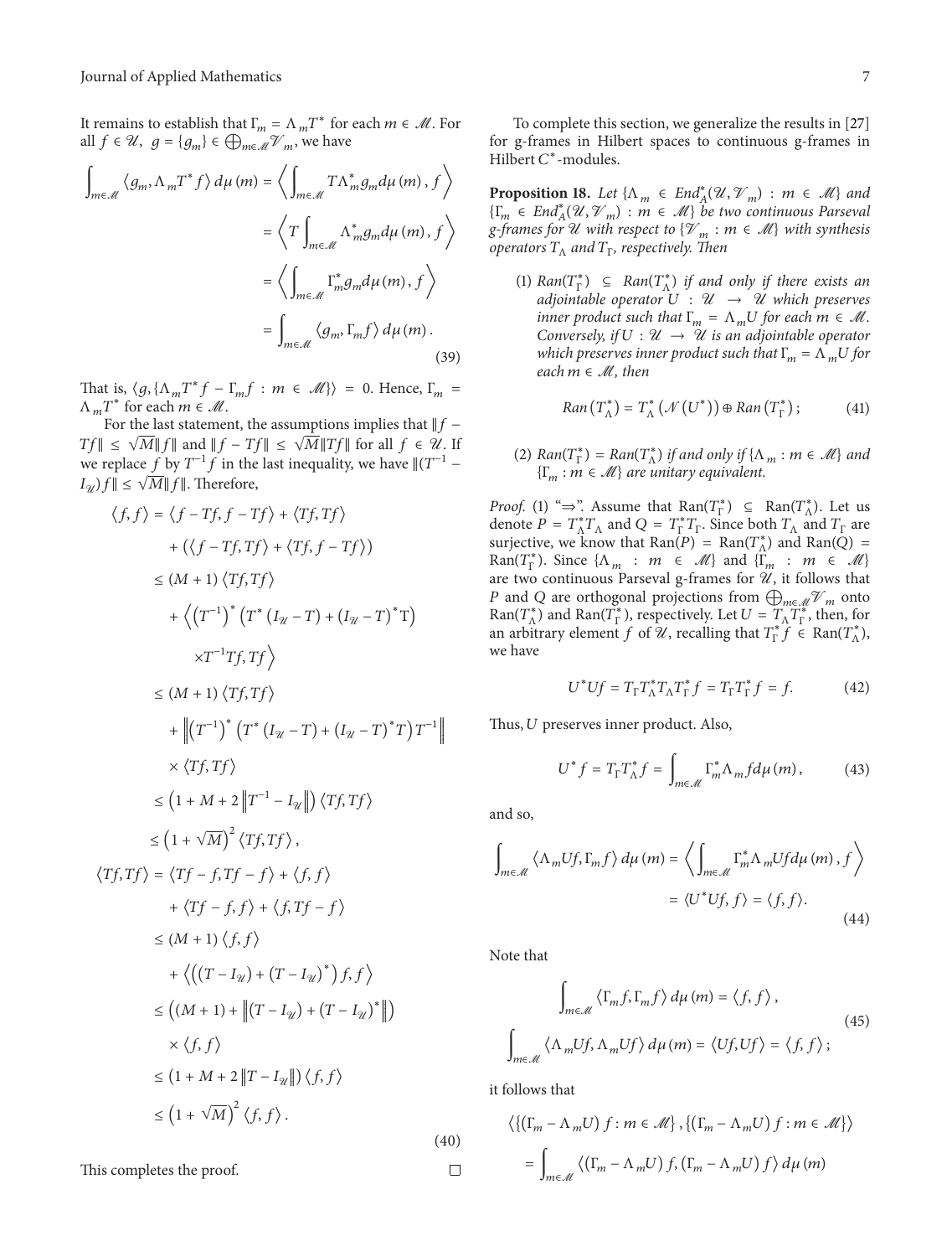It remains to establish that $\Gamma_m = \Lambda_m T^*$ for each $m \in \mathscr{M}$. For all $f \in \mathscr{U}$, $g = \{g_m\} \in \bigoplus_{m\in\mathscr{M}} \mathscr{V}_m$, we have

$$\begin{aligned}
\int_{m\in\mathscr{M}} \langle g_m, \Lambda_m T^* f\rangle \, d\mu(m) &= \left\langle \int_{m\in\mathscr{M}} T\Lambda_m^* g_m d\mu(m), f\right\rangle \\
&= \left\langle T \int_{m\in\mathscr{M}} \Lambda_m^* g_m d\mu(m), f\right\rangle \\
&= \left\langle \int_{m\in\mathscr{M}} \Gamma_m^* g_m d\mu(m), f\right\rangle \\
&= \int_{m\in\mathscr{M}} \langle g_m, \Gamma_m f\rangle \, d\mu(m).
\end{aligned} \tag{39}$$

That is, $\langle g, \{\Lambda_m T^* f - \Gamma_m f : m \in \mathscr{M}\}\rangle = 0$. Hence, $\Gamma_m = \Lambda_m T^*$ for each $m \in \mathscr{M}$.

For the last statement, the assumptions implies that $\|f - Tf\| \leq \sqrt{M}\|f\|$ and $\|f - Tf\| \leq \sqrt{M}\|Tf\|$ for all $f \in \mathscr{U}$. If we replace $f$ by $T^{-1}f$ in the last inequality, we have $\|(T^{-1} - I_{\mathscr{U}})f\| \leq \sqrt{M}\|f\|$. Therefore,

$$\begin{aligned}
\langle f, f\rangle &= \langle f - Tf, f - Tf\rangle + \langle Tf, Tf\rangle \\
&\quad + (\langle f - Tf, Tf\rangle + \langle Tf, f - Tf\rangle) \\
&\leq (M+1)\langle Tf, Tf\rangle \\
&\quad + \left\langle \left(T^{-1}\right)^* \left(T^*\left(I_{\mathscr{U}} - T\right) + \left(I_{\mathscr{U}} - T\right)^* T\right) \times T^{-1} Tf, Tf\right\rangle \\
&\leq (M+1)\langle Tf, Tf\rangle \\
&\quad + \left\|\left(T^{-1}\right)^* \left(T^*\left(I_{\mathscr{U}} - T\right) + \left(I_{\mathscr{U}} - T\right)^* T\right) T^{-1}\right\| \times \langle Tf, Tf\rangle \\
&\leq \left(1 + M + 2\left\|T^{-1} - I_{\mathscr{U}}\right\|\right)\langle Tf, Tf\rangle \\
&\leq \left(1 + \sqrt{M}\right)^2 \langle Tf, Tf\rangle, \\
\langle Tf, Tf\rangle &= \langle Tf - f, Tf - f\rangle + \langle f, f\rangle \\
&\quad + \langle Tf - f, f\rangle + \langle f, Tf - f\rangle \\
&\leq (M+1)\langle f, f\rangle \\
&\quad + \left\langle \left(\left(T - I_{\mathscr{U}}\right) + \left(T - I_{\mathscr{U}}\right)^*\right) f, f\right\rangle \\
&\leq \left((M+1) + \left\|\left(T - I_{\mathscr{U}}\right) + \left(T - I_{\mathscr{U}}\right)^*\right\|\right) \times \langle f, f\rangle \\
&\leq \left(1 + M + 2\left\|T - I_{\mathscr{U}}\right\|\right)\langle f, f\rangle \\
&\leq \left(1 + \sqrt{M}\right)^2 \langle f, f\rangle.
\end{aligned} \tag{40}$$

This completes the proof. □

To complete this section, we generalize the results in [27] for g-frames in Hilbert spaces to continuous g-frames in Hilbert $C^*$-modules.

**Proposition 18.** *Let $\{\Lambda_m \in End_A^*(\mathscr{U}, \mathscr{V}_m) : m \in \mathscr{M}\}$ and $\{\Gamma_m \in End_A^*(\mathscr{U}, \mathscr{V}_m) : m \in \mathscr{M}\}$ be two continuous Parseval g-frames for $\mathscr{U}$ with respect to $\{\mathscr{V}_m : m \in \mathscr{M}\}$ with synthesis operators $T_\Lambda$ and $T_\Gamma$, respectively. Then*

(1) *$Ran(T_\Gamma^*) \subseteq Ran(T_\Lambda^*)$ if and only if there exists an adjointable operator $U : \mathscr{U} \to \mathscr{U}$ which preserves inner product such that $\Gamma_m = \Lambda_m U$ for each $m \in \mathscr{M}$. Conversely, if $U : \mathscr{U} \to \mathscr{U}$ is an adjointable operator which preserves inner product such that $\Gamma_m = \Lambda_m U$ for each $m \in \mathscr{M}$, then*

$$Ran\left(T_\Lambda^*\right) = T_\Lambda^*\left(\mathscr{N}\left(U^*\right)\right) \oplus Ran\left(T_\Gamma^*\right); \tag{41}$$

(2) *$Ran(T_\Gamma^*) = Ran(T_\Lambda^*)$ if and only if $\{\Lambda_m : m \in \mathscr{M}\}$ and $\{\Gamma_m : m \in \mathscr{M}\}$ are unitary equivalent.*

*Proof.* (1) "⇒". Assume that $\text{Ran}(T_\Gamma^*) \subseteq \text{Ran}(T_\Lambda^*)$. Let us denote $P = T_\Lambda^* T_\Lambda$ and $Q = T_\Gamma^* T_\Gamma$. Since both $T_\Lambda$ and $T_\Gamma$ are surjective, we know that $\text{Ran}(P) = \text{Ran}(T_\Lambda^*)$ and $\text{Ran}(Q) = \text{Ran}(T_\Gamma^*)$. Since $\{\Lambda_m : m \in \mathscr{M}\}$ and $\{\Gamma_m : m \in \mathscr{M}\}$ are two continuous Parseval g-frames for $\mathscr{U}$, it follows that $P$ and $Q$ are orthogonal projections from $\bigoplus_{m\in\mathscr{M}} \mathscr{V}_m$ onto $\text{Ran}(T_\Lambda^*)$ and $\text{Ran}(T_\Gamma^*)$, respectively. Let $U = T_\Lambda T_\Gamma^*$, then, for an arbitrary element $f$ of $\mathscr{U}$, recalling that $T_\Gamma^* f \in \text{Ran}(T_\Lambda^*)$, we have

$$U^* U f = T_\Gamma T_\Lambda^* T_\Lambda T_\Gamma^* f = T_\Gamma T_\Gamma^* f = f. \tag{42}$$

Thus, $U$ preserves inner product. Also,

$$U^* f = T_\Gamma T_\Lambda^* f = \int_{m\in\mathscr{M}} \Gamma_m^* \Lambda_m f d\mu(m), \tag{43}$$

and so,

$$\begin{aligned}
\int_{m\in\mathscr{M}} \langle \Lambda_m U f, \Gamma_m f\rangle \, d\mu(m) &= \left\langle \int_{m\in\mathscr{M}} \Gamma_m^* \Lambda_m U f d\mu(m), f\right\rangle \\
&= \langle U^* U f, f\rangle = \langle f, f\rangle.
\end{aligned} \tag{44}$$

Note that

$$\begin{aligned}
\int_{m\in\mathscr{M}} \langle \Gamma_m f, \Gamma_m f\rangle \, d\mu(m) &= \langle f, f\rangle, \\
\int_{m\in\mathscr{M}} \langle \Lambda_m U f, \Lambda_m U f\rangle \, d\mu(m) &= \langle U f, U f\rangle = \langle f, f\rangle;
\end{aligned} \tag{45}$$

it follows that

$$\begin{aligned}
&\left\langle \left\{\left(\Gamma_m - \Lambda_m U\right) f : m \in \mathscr{M}\right\}, \left\{\left(\Gamma_m - \Lambda_m U\right) f : m \in \mathscr{M}\right\}\right\rangle \\
&= \int_{m\in\mathscr{M}} \left\langle \left(\Gamma_m - \Lambda_m U\right) f, \left(\Gamma_m - \Lambda_m U\right) f\right\rangle d\mu(m)
\end{aligned}$$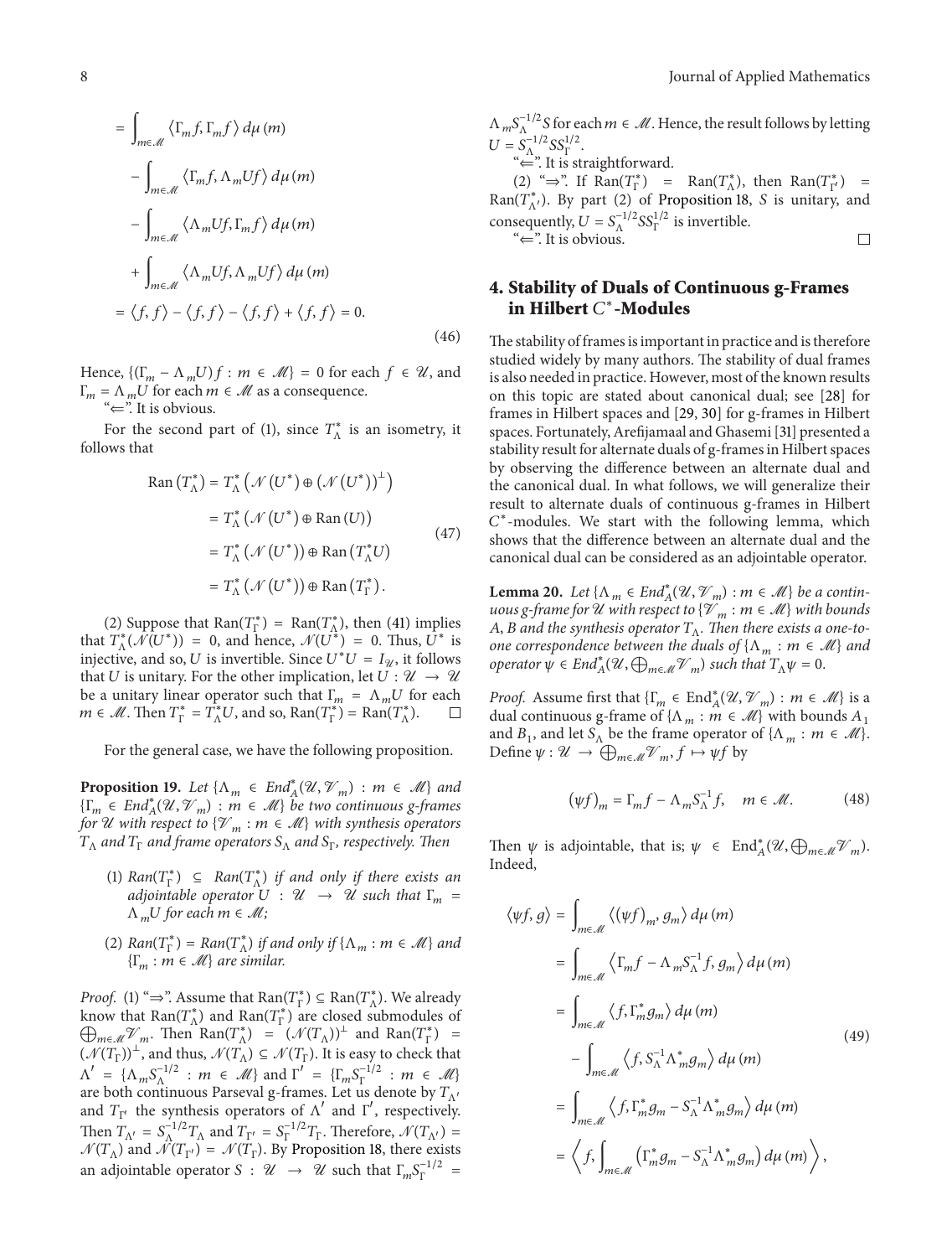$$
\begin{aligned}
&= \int_{m\in\mathcal{M}} \langle \Gamma_m f, \Gamma_m f\rangle \, d\mu(m) \\
&\quad - \int_{m\in\mathcal{M}} \langle \Gamma_m f, \Lambda_m U f\rangle \, d\mu(m) \\
&\quad - \int_{m\in\mathcal{M}} \langle \Lambda_m U f, \Gamma_m f\rangle \, d\mu(m) \\
&\quad + \int_{m\in\mathcal{M}} \langle \Lambda_m U f, \Lambda_m U f\rangle \, d\mu(m) \\
&= \langle f, f\rangle - \langle f, f\rangle - \langle f, f\rangle + \langle f, f\rangle = 0.
\end{aligned} \tag{46}
$$

Hence, $\{(\Gamma_m - \Lambda_m U) f : m \in \mathcal{M}\} = 0$ for each $f \in \mathcal{U}$, and $\Gamma_m = \Lambda_m U$ for each $m \in \mathcal{M}$ as a consequence.

"$\Leftarrow$". It is obvious.

For the second part of (1), since $T_\Lambda^*$ is an isometry, it follows that

$$
\begin{aligned}
\operatorname{Ran}(T_\Lambda^*) &= T_\Lambda^* \left( \mathcal{N}(U^*) \oplus (\mathcal{N}(U^*))^\perp \right) \\
&= T_\Lambda^* \left( \mathcal{N}(U^*) \oplus \operatorname{Ran}(U) \right) \\
&= T_\Lambda^* \left( \mathcal{N}(U^*) \right) \oplus \operatorname{Ran}(T_\Lambda^* U) \\
&= T_\Lambda^* \left( \mathcal{N}(U^*) \right) \oplus \operatorname{Ran}(T_\Gamma^*).
\end{aligned} \tag{47}
$$

(2) Suppose that $\operatorname{Ran}(T_\Gamma^*) = \operatorname{Ran}(T_\Lambda^*)$, then (41) implies that $T_\Lambda^*(\mathcal{N}(U^*)) = 0$, and hence, $\mathcal{N}(U^*) = 0$. Thus, $U^*$ is injective, and so, $U$ is invertible. Since $U^*U = I_{\mathcal{U}}$, it follows that $U$ is unitary. For the other implication, let $U : \mathcal{U} \to \mathcal{U}$ be a unitary linear operator such that $\Gamma_m = \Lambda_m U$ for each $m \in \mathcal{M}$. Then $T_\Gamma^* = T_\Lambda^* U$, and so, $\operatorname{Ran}(T_\Gamma^*) = \operatorname{Ran}(T_\Lambda^*)$. □

For the general case, we have the following proposition.

**Proposition 19.** *Let $\{\Lambda_m \in End_A^*(\mathcal{U}, \mathcal{V}_m) : m \in \mathcal{M}\}$ and $\{\Gamma_m \in End_A^*(\mathcal{U}, \mathcal{V}_m) : m \in \mathcal{M}\}$ be two continuous g-frames for $\mathcal{U}$ with respect to $\{\mathcal{V}_m : m \in \mathcal{M}\}$ with synthesis operators $T_\Lambda$ and $T_\Gamma$ and frame operators $S_\Lambda$ and $S_\Gamma$, respectively. Then*

1. *$Ran(T_\Gamma^*) \subseteq Ran(T_\Lambda^*)$ if and only if there exists an adjointable operator $U : \mathcal{U} \to \mathcal{U}$ such that $\Gamma_m = \Lambda_m U$ for each $m \in \mathcal{M}$;*
2. *$Ran(T_\Gamma^*) = Ran(T_\Lambda^*)$ if and only if $\{\Lambda_m : m \in \mathcal{M}\}$ and $\{\Gamma_m : m \in \mathcal{M}\}$ are similar.*

*Proof.* (1) "$\Rightarrow$". Assume that $\operatorname{Ran}(T_\Gamma^*) \subseteq \operatorname{Ran}(T_\Lambda^*)$. We already know that $\operatorname{Ran}(T_\Lambda^*)$ and $\operatorname{Ran}(T_\Gamma^*)$ are closed submodules of $\bigoplus_{m\in\mathcal{M}} \mathcal{V}_m$. Then $\operatorname{Ran}(T_\Lambda^*) = (\mathcal{N}(T_\Lambda))^\perp$ and $\operatorname{Ran}(T_\Gamma^*) = (\mathcal{N}(T_\Gamma))^\perp$, and thus, $\mathcal{N}(T_\Lambda) \subseteq \mathcal{N}(T_\Gamma)$. It is easy to check that $\Lambda' = \{\Lambda_m S_\Lambda^{-1/2} : m \in \mathcal{M}\}$ and $\Gamma' = \{\Gamma_m S_\Gamma^{-1/2} : m \in \mathcal{M}\}$ are both continuous Parseval g-frames. Let us denote by $T_{\Lambda'}$ and $T_{\Gamma'}$ the synthesis operators of $\Lambda'$ and $\Gamma'$, respectively. Then $T_{\Lambda'} = S_\Lambda^{-1/2} T_\Lambda$ and $T_{\Gamma'} = S_\Gamma^{-1/2} T_\Gamma$. Therefore, $\mathcal{N}(T_{\Lambda'}) = \mathcal{N}(T_\Lambda)$ and $\mathcal{N}(T_{\Gamma'}) = \mathcal{N}(T_\Gamma)$. By Proposition 18, there exists an adjointable operator $S : \mathcal{U} \to \mathcal{U}$ such that $\Gamma_m S_\Gamma^{-1/2} = \Lambda_m S_\Lambda^{-1/2} S$ for each $m \in \mathcal{M}$. Hence, the result follows by letting $U = S_\Lambda^{-1/2} S S_\Gamma^{1/2}$.

"$\Leftarrow$". It is straightforward.

(2) "$\Rightarrow$". If $\operatorname{Ran}(T_\Gamma^*) = \operatorname{Ran}(T_\Lambda^*)$, then $\operatorname{Ran}(T_{\Gamma'}^*) = \operatorname{Ran}(T_{\Lambda'}^*)$. By part (2) of Proposition 18, $S$ is unitary, and consequently, $U = S_\Lambda^{-1/2} S S_\Gamma^{1/2}$ is invertible.

"$\Leftarrow$". It is obvious. □

## 4. Stability of Duals of Continuous g-Frames in Hilbert $C^*$-Modules

The stability of frames is important in practice and is therefore studied widely by many authors. The stability of dual frames is also needed in practice. However, most of the known results on this topic are stated about canonical dual; see [28] for frames in Hilbert spaces and [29, 30] for g-frames in Hilbert spaces. Fortunately, Arefijamaal and Ghasemi [31] presented a stability result for alternate duals of g-frames in Hilbert spaces by observing the difference between an alternate dual and the canonical dual. In what follows, we will generalize their result to alternate duals of continuous g-frames in Hilbert $C^*$-modules. We start with the following lemma, which shows that the difference between an alternate dual and the canonical dual can be considered as an adjointable operator.

**Lemma 20.** *Let $\{\Lambda_m \in End_A^*(\mathcal{U}, \mathcal{V}_m) : m \in \mathcal{M}\}$ be a continuous g-frame for $\mathcal{U}$ with respect to $\{\mathcal{V}_m : m \in \mathcal{M}\}$ with bounds $A$, $B$ and the synthesis operator $T_\Lambda$. Then there exists a one-to-one correspondence between the duals of $\{\Lambda_m : m \in \mathcal{M}\}$ and operator $\psi \in End_A^*(\mathcal{U}, \bigoplus_{m\in\mathcal{M}} \mathcal{V}_m)$ such that $T_\Lambda \psi = 0$.*

*Proof.* Assume first that $\{\Gamma_m \in \operatorname{End}_A^*(\mathcal{U}, \mathcal{V}_m) : m \in \mathcal{M}\}$ is a dual continuous g-frame of $\{\Lambda_m : m \in \mathcal{M}\}$ with bounds $A_1$ and $B_1$, and let $S_\Lambda$ be the frame operator of $\{\Lambda_m : m \in \mathcal{M}\}$. Define $\psi : \mathcal{U} \to \bigoplus_{m\in\mathcal{M}} \mathcal{V}_m$, $f \mapsto \psi f$ by

$$
(\psi f)_m = \Gamma_m f - \Lambda_m S_\Lambda^{-1} f, \quad m \in \mathcal{M}. \tag{48}
$$

Then $\psi$ is adjointable, that is; $\psi \in \operatorname{End}_A^*(\mathcal{U}, \bigoplus_{m\in\mathcal{M}} \mathcal{V}_m)$. Indeed,

$$
\begin{aligned}
\langle \psi f, g\rangle &= \int_{m\in\mathcal{M}} \langle (\psi f)_m, g_m\rangle \, d\mu(m) \\
&= \int_{m\in\mathcal{M}} \left\langle \Gamma_m f - \Lambda_m S_\Lambda^{-1} f, g_m\right\rangle d\mu(m) \\
&= \int_{m\in\mathcal{M}} \left\langle f, \Gamma_m^* g_m\right\rangle d\mu(m) \\
&\quad - \int_{m\in\mathcal{M}} \left\langle f, S_\Lambda^{-1} \Lambda_m^* g_m\right\rangle d\mu(m) \\
&= \int_{m\in\mathcal{M}} \left\langle f, \Gamma_m^* g_m - S_\Lambda^{-1} \Lambda_m^* g_m\right\rangle d\mu(m) \\
&= \left\langle f, \int_{m\in\mathcal{M}} \left( \Gamma_m^* g_m - S_\Lambda^{-1} \Lambda_m^* g_m\right) d\mu(m) \right\rangle,
\end{aligned} \tag{49}
$$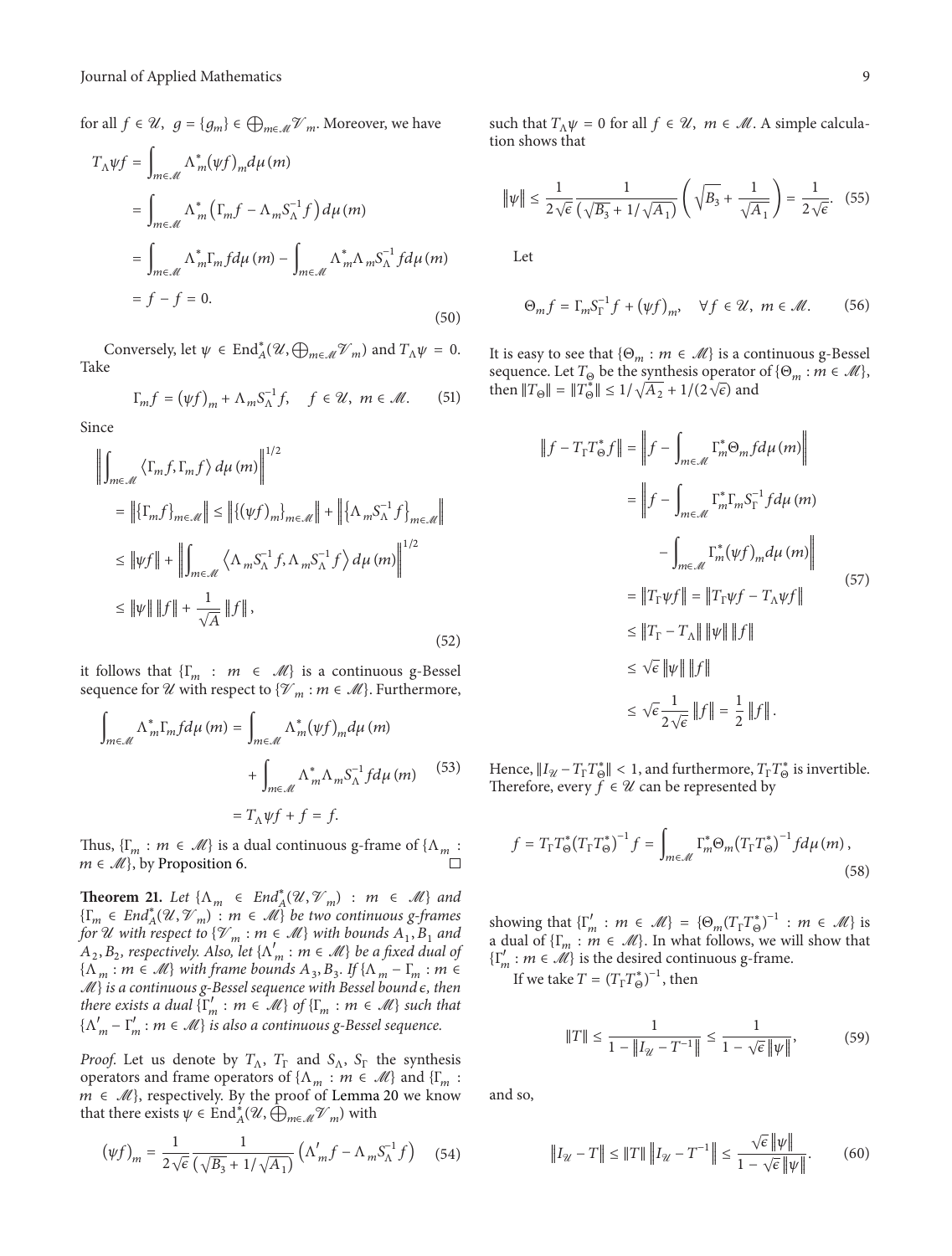for all $f \in \mathcal{U}$, $g = \{g_m\} \in \bigoplus_{m\in\mathcal{M}} \mathcal{V}_m$. Moreover, we have

$$\begin{aligned} T_\Lambda \psi f &= \int_{m\in\mathcal{M}} \Lambda_m^* (\psi f)_m d\mu(m) \\ &= \int_{m\in\mathcal{M}} \Lambda_m^* \left(\Gamma_m f - \Lambda_m S_\Lambda^{-1} f\right) d\mu(m) \\ &= \int_{m\in\mathcal{M}} \Lambda_m^* \Gamma_m f d\mu(m) - \int_{m\in\mathcal{M}} \Lambda_m^* \Lambda_m S_\Lambda^{-1} f d\mu(m) \\ &= f - f = 0. \end{aligned} \tag{50}$$

Conversely, let $\psi \in \mathrm{End}_A^*(\mathcal{U}, \bigoplus_{m\in\mathcal{M}} \mathcal{V}_m)$ and $T_\Lambda \psi = 0$. Take

$$\Gamma_m f = (\psi f)_m + \Lambda_m S_\Lambda^{-1} f, \quad f \in \mathcal{U},\ m \in \mathcal{M}. \tag{51}$$

Since

$$\begin{aligned} &\left\| \int_{m\in\mathcal{M}} \langle \Gamma_m f, \Gamma_m f \rangle d\mu(m) \right\|^{1/2} \\ &= \left\| \{\Gamma_m f\}_{m\in\mathcal{M}} \right\| \le \left\| \{(\psi f)_m\}_{m\in\mathcal{M}} \right\| + \left\| \{\Lambda_m S_\Lambda^{-1} f\}_{m\in\mathcal{M}} \right\| \\ &\le \|\psi f\| + \left\| \int_{m\in\mathcal{M}} \langle \Lambda_m S_\Lambda^{-1} f, \Lambda_m S_\Lambda^{-1} f \rangle d\mu(m) \right\|^{1/2} \\ &\le \|\psi\| \|f\| + \frac{1}{\sqrt{A}} \|f\|, \end{aligned} \tag{52}$$

it follows that $\{\Gamma_m : m \in \mathcal{M}\}$ is a continuous g-Bessel sequence for $\mathcal{U}$ with respect to $\{\mathcal{V}_m : m \in \mathcal{M}\}$. Furthermore,

$$\begin{aligned} \int_{m\in\mathcal{M}} \Lambda_m^* \Gamma_m f d\mu(m) &= \int_{m\in\mathcal{M}} \Lambda_m^* (\psi f)_m d\mu(m) \\ &\quad + \int_{m\in\mathcal{M}} \Lambda_m^* \Lambda_m S_\Lambda^{-1} f d\mu(m) \\ &= T_\Lambda \psi f + f = f. \end{aligned} \tag{53}$$

Thus, $\{\Gamma_m : m \in \mathcal{M}\}$ is a dual continuous g-frame of $\{\Lambda_m : m \in \mathcal{M}\}$, by Proposition 6. □

**Theorem 21.** *Let $\{\Lambda_m \in End_A^*(\mathcal{U}, \mathcal{V}_m) : m \in \mathcal{M}\}$ and $\{\Gamma_m \in End_A^*(\mathcal{U}, \mathcal{V}_m) : m \in \mathcal{M}\}$ be two continuous g-frames for $\mathcal{U}$ with respect to $\{\mathcal{V}_m : m \in \mathcal{M}\}$ with bounds $A_1, B_1$ and $A_2, B_2$, respectively. Also, let $\{\Lambda'_m : m \in \mathcal{M}\}$ be a fixed dual of $\{\Lambda_m : m \in \mathcal{M}\}$ with frame bounds $A_3, B_3$. If $\{\Lambda_m - \Gamma_m : m \in \mathcal{M}\}$ is a continuous g-Bessel sequence with Bessel bound $\epsilon$, then there exists a dual $\{\Gamma'_m : m \in \mathcal{M}\}$ of $\{\Gamma_m : m \in \mathcal{M}\}$ such that $\{\Lambda'_m - \Gamma'_m : m \in \mathcal{M}\}$ is also a continuous g-Bessel sequence.*

*Proof.* Let us denote by $T_\Lambda$, $T_\Gamma$ and $S_\Lambda$, $S_\Gamma$ the synthesis operators and frame operators of $\{\Lambda_m : m \in \mathcal{M}\}$ and $\{\Gamma_m : m \in \mathcal{M}\}$, respectively. By the proof of Lemma 20 we know that there exists $\psi \in \mathrm{End}_A^*(\mathcal{U}, \bigoplus_{m\in\mathcal{M}} \mathcal{V}_m)$ with

$$(\psi f)_m = \frac{1}{2\sqrt{\epsilon}} \frac{1}{\left(\sqrt{B_3} + 1/\sqrt{A_1}\right)} \left(\Lambda'_m f - \Lambda_m S_\Lambda^{-1} f\right) \tag{54}$$

such that $T_\Lambda \psi = 0$ for all $f \in \mathcal{U}$, $m \in \mathcal{M}$. A simple calculation shows that

$$\|\psi\| \le \frac{1}{2\sqrt{\epsilon}} \frac{1}{\left(\sqrt{B_3} + 1/\sqrt{A_1}\right)} \left(\sqrt{B_3} + \frac{1}{\sqrt{A_1}}\right) = \frac{1}{2\sqrt{\epsilon}}. \tag{55}$$

Let

$$\Theta_m f = \Gamma_m S_\Gamma^{-1} f + (\psi f)_m, \quad \forall f \in \mathcal{U},\ m \in \mathcal{M}. \tag{56}$$

It is easy to see that $\{\Theta_m : m \in \mathcal{M}\}$ is a continuous g-Bessel sequence. Let $T_\Theta$ be the synthesis operator of $\{\Theta_m : m \in \mathcal{M}\}$, then $\|T_\Theta\| = \|T_\Theta^*\| \le 1/\sqrt{A_2} + 1/(2\sqrt{\epsilon})$ and

$$\begin{aligned} \|f - T_\Gamma T_\Theta^* f\| &= \left\| f - \int_{m\in\mathcal{M}} \Gamma_m^* \Theta_m f d\mu(m) \right\| \\ &= \left\| f - \int_{m\in\mathcal{M}} \Gamma_m^* \Gamma_m S_\Gamma^{-1} f d\mu(m) \right. \\ &\qquad \left. - \int_{m\in\mathcal{M}} \Gamma_m^* (\psi f)_m d\mu(m) \right\| \\ &= \|T_\Gamma \psi f\| = \|T_\Gamma \psi f - T_\Lambda \psi f\| \\ &\le \|T_\Gamma - T_\Lambda\| \|\psi\| \|f\| \\ &\le \sqrt{\epsilon} \|\psi\| \|f\| \\ &\le \sqrt{\epsilon} \frac{1}{2\sqrt{\epsilon}} \|f\| = \frac{1}{2} \|f\|. \end{aligned} \tag{57}$$

Hence, $\|I_\mathcal{U} - T_\Gamma T_\Theta^*\| < 1$, and furthermore, $T_\Gamma T_\Theta^*$ is invertible. Therefore, every $f \in \mathcal{U}$ can be represented by

$$f = T_\Gamma T_\Theta^* \left(T_\Gamma T_\Theta^*\right)^{-1} f = \int_{m\in\mathcal{M}} \Gamma_m^* \Theta_m \left(T_\Gamma T_\Theta^*\right)^{-1} f d\mu(m), \tag{58}$$

showing that $\{\Gamma'_m : m \in \mathcal{M}\} = \{\Theta_m (T_\Gamma T_\Theta^*)^{-1} : m \in \mathcal{M}\}$ is a dual of $\{\Gamma_m : m \in \mathcal{M}\}$. In what follows, we will show that $\{\Gamma'_m : m \in \mathcal{M}\}$ is the desired continuous g-frame.

If we take $T = (T_\Gamma T_\Theta^*)^{-1}$, then

$$\|T\| \le \frac{1}{1 - \|I_\mathcal{U} - T^{-1}\|} \le \frac{1}{1 - \sqrt{\epsilon}\|\psi\|}, \tag{59}$$

and so,

$$\|I_\mathcal{U} - T\| \le \|T\| \left\| I_\mathcal{U} - T^{-1} \right\| \le \frac{\sqrt{\epsilon}\|\psi\|}{1 - \sqrt{\epsilon}\|\psi\|}. \tag{60}$$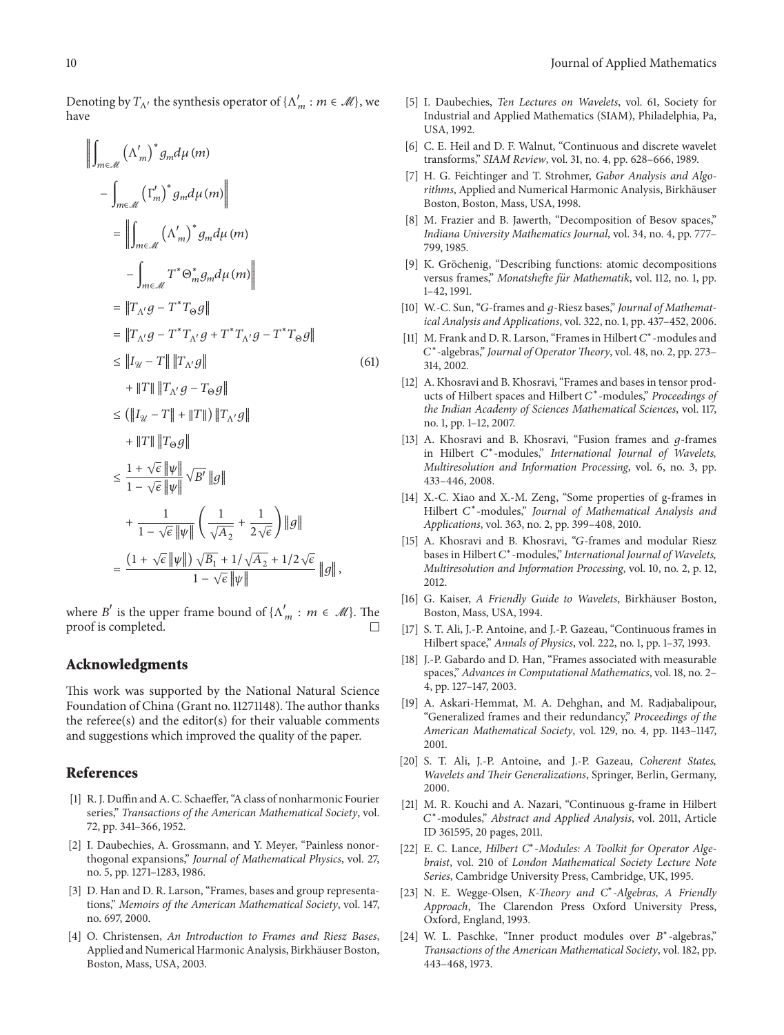Denoting by $T_{\Lambda'}$ the synthesis operator of $\{\Lambda'_m : m \in \mathcal{M}\}$, we have

$$
\begin{aligned}
&\left\| \int_{m\in\mathcal{M}} \left(\Lambda'_m\right)^* g_m d\mu(m) - \int_{m\in\mathcal{M}} \left(\Gamma'_m\right)^* g_m d\mu(m) \right\| \\
&= \left\| \int_{m\in\mathcal{M}} \left(\Lambda'_m\right)^* g_m d\mu(m) - \int_{m\in\mathcal{M}} T^* \Theta_m^* g_m d\mu(m) \right\| \\
&= \left\| T_{\Lambda'} g - T^* T_{\Theta} g \right\| \\
&= \left\| T_{\Lambda'} g - T^* T_{\Lambda'} g + T^* T_{\Lambda'} g - T^* T_{\Theta} g \right\| \\
&\leq \left\| I_{\mathcal{U}} - T \right\| \left\| T_{\Lambda'} g \right\| + \left\| T \right\| \left\| T_{\Lambda'} g - T_{\Theta} g \right\| \\
&\leq \left( \left\| I_{\mathcal{U}} - T \right\| + \left\| T \right\| \right) \left\| T_{\Lambda'} g \right\| + \left\| T \right\| \left\| T_{\Theta} g \right\| \\
&\leq \frac{1 + \sqrt{\epsilon} \left\| \psi \right\|}{1 - \sqrt{\epsilon} \left\| \psi \right\|} \sqrt{B'} \left\| g \right\| + \frac{1}{1 - \sqrt{\epsilon} \left\| \psi \right\|} \left( \frac{1}{\sqrt{A_2}} + \frac{1}{2\sqrt{\epsilon}} \right) \left\| g \right\| \\
&= \frac{\left(1 + \sqrt{\epsilon} \left\| \psi \right\|\right) \sqrt{B_1} + 1/\sqrt{A_2} + 1/2\sqrt{\epsilon}}{1 - \sqrt{\epsilon} \left\| \psi \right\|} \left\| g \right\|,
\end{aligned} \tag{61}
$$

where $B'$ is the upper frame bound of $\{\Lambda'_m : m \in \mathcal{M}\}$. The proof is completed. □

## Acknowledgments

This work was supported by the National Natural Science Foundation of China (Grant no. 11271148). The author thanks the referee(s) and the editor(s) for their valuable comments and suggestions which improved the quality of the paper.

## References

[1] R. J. Duffin and A. C. Schaeffer, "A class of nonharmonic Fourier series," *Transactions of the American Mathematical Society*, vol. 72, pp. 341–366, 1952.

[2] I. Daubechies, A. Grossmann, and Y. Meyer, "Painless nonorthogonal expansions," *Journal of Mathematical Physics*, vol. 27, no. 5, pp. 1271–1283, 1986.

[3] D. Han and D. R. Larson, "Frames, bases and group representations," *Memoirs of the American Mathematical Society*, vol. 147, no. 697, 2000.

[4] O. Christensen, *An Introduction to Frames and Riesz Bases*, Applied and Numerical Harmonic Analysis, Birkhäuser Boston, Boston, Mass, USA, 2003.

[5] I. Daubechies, *Ten Lectures on Wavelets*, vol. 61, Society for Industrial and Applied Mathematics (SIAM), Philadelphia, Pa, USA, 1992.

[6] C. E. Heil and D. F. Walnut, "Continuous and discrete wavelet transforms," *SIAM Review*, vol. 31, no. 4, pp. 628–666, 1989.

[7] H. G. Feichtinger and T. Strohmer, *Gabor Analysis and Algorithms*, Applied and Numerical Harmonic Analysis, Birkhäuser Boston, Boston, Mass, USA, 1998.

[8] M. Frazier and B. Jawerth, "Decomposition of Besov spaces," *Indiana University Mathematics Journal*, vol. 34, no. 4, pp. 777–799, 1985.

[9] K. Gröchenig, "Describing functions: atomic decompositions versus frames," *Monatshefte für Mathematik*, vol. 112, no. 1, pp. 1–42, 1991.

[10] W.-C. Sun, "G-frames and g-Riesz bases," *Journal of Mathematical Analysis and Applications*, vol. 322, no. 1, pp. 437–452, 2006.

[11] M. Frank and D. R. Larson, "Frames in Hilbert $C^*$-modules and $C^*$-algebras," *Journal of Operator Theory*, vol. 48, no. 2, pp. 273–314, 2002.

[12] A. Khosravi and B. Khosravi, "Frames and bases in tensor products of Hilbert spaces and Hilbert $C^*$-modules," *Proceedings of the Indian Academy of Sciences Mathematical Sciences*, vol. 117, no. 1, pp. 1–12, 2007.

[13] A. Khosravi and B. Khosravi, "Fusion frames and g-frames in Hilbert $C^*$-modules," *International Journal of Wavelets, Multiresolution and Information Processing*, vol. 6, no. 3, pp. 433–446, 2008.

[14] X.-C. Xiao and X.-M. Zeng, "Some properties of g-frames in Hilbert $C^*$-modules," *Journal of Mathematical Analysis and Applications*, vol. 363, no. 2, pp. 399–408, 2010.

[15] A. Khosravi and B. Khosravi, "G-frames and modular Riesz bases in Hilbert $C^*$-modules," *International Journal of Wavelets, Multiresolution and Information Processing*, vol. 10, no. 2, p. 12, 2012.

[16] G. Kaiser, *A Friendly Guide to Wavelets*, Birkhäuser Boston, Boston, Mass, USA, 1994.

[17] S. T. Ali, J.-P. Antoine, and J.-P. Gazeau, "Continuous frames in Hilbert space," *Annals of Physics*, vol. 222, no. 1, pp. 1–37, 1993.

[18] J.-P. Gabardo and D. Han, "Frames associated with measurable spaces," *Advances in Computational Mathematics*, vol. 18, no. 2–4, pp. 127–147, 2003.

[19] A. Askari-Hemmat, M. A. Dehghan, and M. Radjabalipour, "Generalized frames and their redundancy," *Proceedings of the American Mathematical Society*, vol. 129, no. 4, pp. 1143–1147, 2001.

[20] S. T. Ali, J.-P. Antoine, and J.-P. Gazeau, *Coherent States, Wavelets and Their Generalizations*, Springer, Berlin, Germany, 2000.

[21] M. R. Kouchi and A. Nazari, "Continuous g-frame in Hilbert $C^*$-modules," *Abstract and Applied Analysis*, vol. 2011, Article ID 361595, 20 pages, 2011.

[22] E. C. Lance, *Hilbert $C^*$-Modules: A Toolkit for Operator Algebraist*, vol. 210 of *London Mathematical Society Lecture Note Series*, Cambridge University Press, Cambridge, UK, 1995.

[23] N. E. Wegge-Olsen, *K-Theory and $C^*$-Algebras, A Friendly Approach*, The Clarendon Press Oxford University Press, Oxford, England, 1993.

[24] W. L. Paschke, "Inner product modules over $B^*$-algebras," *Transactions of the American Mathematical Society*, vol. 182, pp. 443–468, 1973.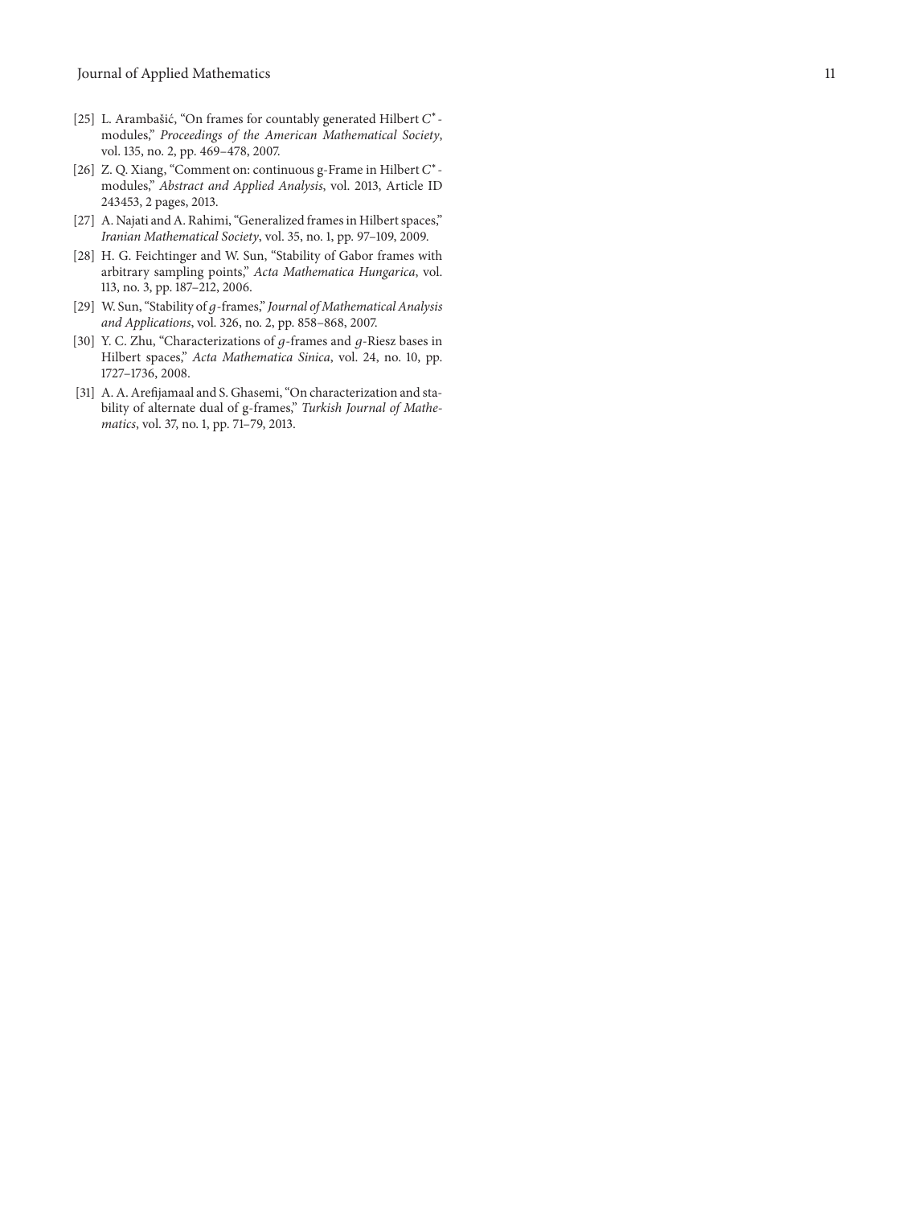[25] L. Arambašić, "On frames for countably generated Hilbert $C^*$-modules," *Proceedings of the American Mathematical Society*, vol. 135, no. 2, pp. 469–478, 2007.

[26] Z. Q. Xiang, "Comment on: continuous g-Frame in Hilbert $C^*$-modules," *Abstract and Applied Analysis*, vol. 2013, Article ID 243453, 2 pages, 2013.

[27] A. Najati and A. Rahimi, "Generalized frames in Hilbert spaces," *Iranian Mathematical Society*, vol. 35, no. 1, pp. 97–109, 2009.

[28] H. G. Feichtinger and W. Sun, "Stability of Gabor frames with arbitrary sampling points," *Acta Mathematica Hungarica*, vol. 113, no. 3, pp. 187–212, 2006.

[29] W. Sun, "Stability of $g$-frames," *Journal of Mathematical Analysis and Applications*, vol. 326, no. 2, pp. 858–868, 2007.

[30] Y. C. Zhu, "Characterizations of $g$-frames and $g$-Riesz bases in Hilbert spaces," *Acta Mathematica Sinica*, vol. 24, no. 10, pp. 1727–1736, 2008.

[31] A. A. Arefijamaal and S. Ghasemi, "On characterization and stability of alternate dual of g-frames," *Turkish Journal of Mathematics*, vol. 37, no. 1, pp. 71–79, 2013.